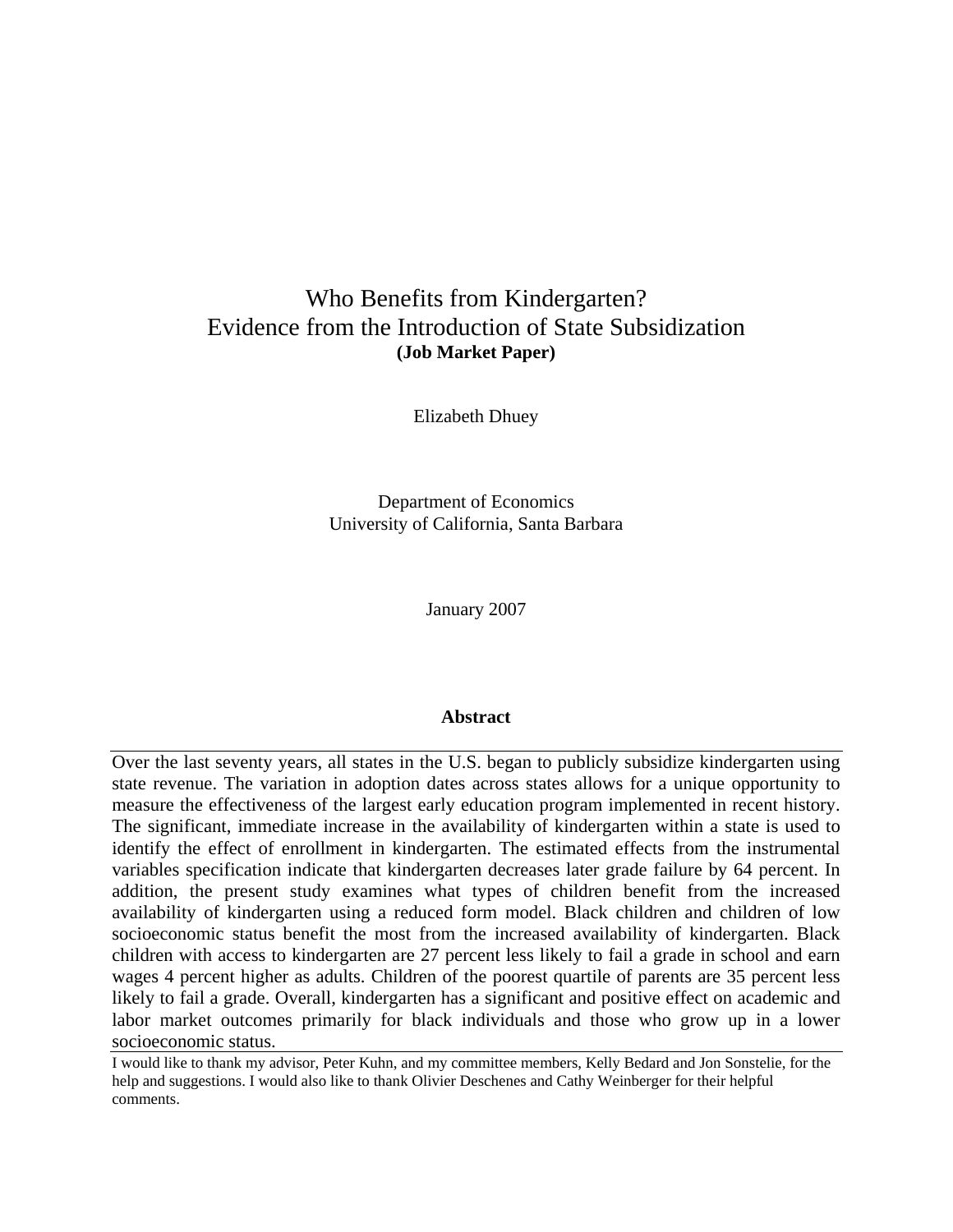# Who Benefits from Kindergarten?
# Evidence from the Introduction of State Subsidization

**(Job Market Paper)**

Elizabeth Dhuey

Department of Economics
University of California, Santa Barbara

January 2007

## Abstract

Over the last seventy years, all states in the U.S. began to publicly subsidize kindergarten using state revenue. The variation in adoption dates across states allows for a unique opportunity to measure the effectiveness of the largest early education program implemented in recent history. The significant, immediate increase in the availability of kindergarten within a state is used to identify the effect of enrollment in kindergarten. The estimated effects from the instrumental variables specification indicate that kindergarten decreases later grade failure by 64 percent. In addition, the present study examines what types of children benefit from the increased availability of kindergarten using a reduced form model. Black children and children of low socioeconomic status benefit the most from the increased availability of kindergarten. Black children with access to kindergarten are 27 percent less likely to fail a grade in school and earn wages 4 percent higher as adults. Children of the poorest quartile of parents are 35 percent less likely to fail a grade. Overall, kindergarten has a significant and positive effect on academic and labor market outcomes primarily for black individuals and those who grow up in a lower socioeconomic status.

I would like to thank my advisor, Peter Kuhn, and my committee members, Kelly Bedard and Jon Sonstelie, for the help and suggestions. I would also like to thank Olivier Deschenes and Cathy Weinberger for their helpful comments.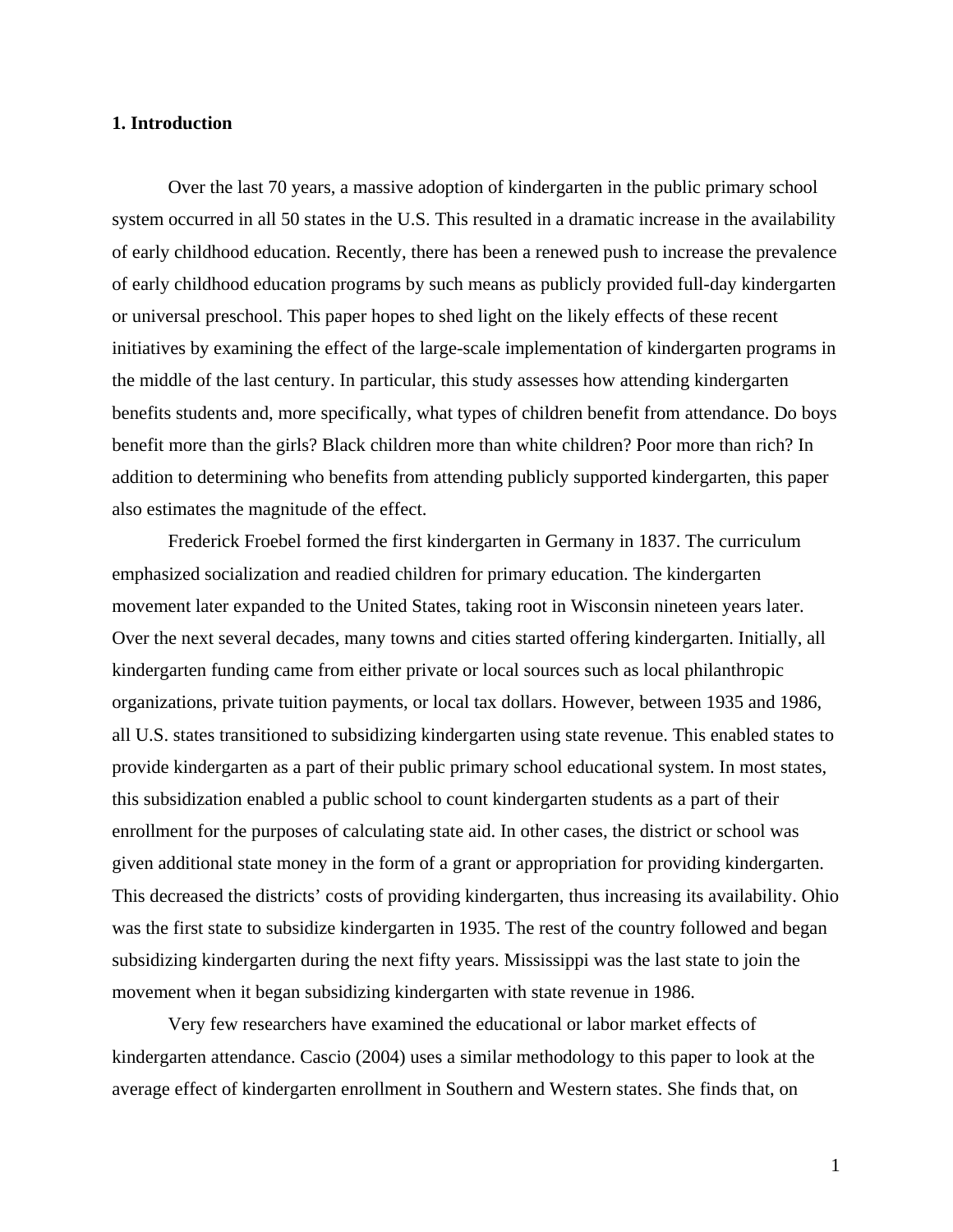## 1. Introduction

Over the last 70 years, a massive adoption of kindergarten in the public primary school system occurred in all 50 states in the U.S. This resulted in a dramatic increase in the availability of early childhood education. Recently, there has been a renewed push to increase the prevalence of early childhood education programs by such means as publicly provided full-day kindergarten or universal preschool. This paper hopes to shed light on the likely effects of these recent initiatives by examining the effect of the large-scale implementation of kindergarten programs in the middle of the last century. In particular, this study assesses how attending kindergarten benefits students and, more specifically, what types of children benefit from attendance. Do boys benefit more than the girls? Black children more than white children? Poor more than rich? In addition to determining who benefits from attending publicly supported kindergarten, this paper also estimates the magnitude of the effect.

Frederick Froebel formed the first kindergarten in Germany in 1837. The curriculum emphasized socialization and readied children for primary education. The kindergarten movement later expanded to the United States, taking root in Wisconsin nineteen years later. Over the next several decades, many towns and cities started offering kindergarten. Initially, all kindergarten funding came from either private or local sources such as local philanthropic organizations, private tuition payments, or local tax dollars. However, between 1935 and 1986, all U.S. states transitioned to subsidizing kindergarten using state revenue. This enabled states to provide kindergarten as a part of their public primary school educational system. In most states, this subsidization enabled a public school to count kindergarten students as a part of their enrollment for the purposes of calculating state aid. In other cases, the district or school was given additional state money in the form of a grant or appropriation for providing kindergarten. This decreased the districts' costs of providing kindergarten, thus increasing its availability. Ohio was the first state to subsidize kindergarten in 1935. The rest of the country followed and began subsidizing kindergarten during the next fifty years. Mississippi was the last state to join the movement when it began subsidizing kindergarten with state revenue in 1986.

Very few researchers have examined the educational or labor market effects of kindergarten attendance. Cascio (2004) uses a similar methodology to this paper to look at the average effect of kindergarten enrollment in Southern and Western states. She finds that, on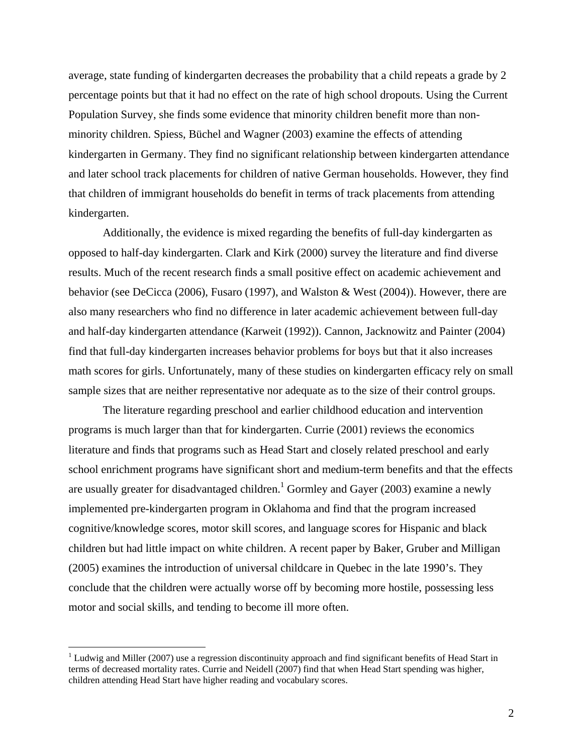average, state funding of kindergarten decreases the probability that a child repeats a grade by 2 percentage points but that it had no effect on the rate of high school dropouts. Using the Current Population Survey, she finds some evidence that minority children benefit more than non-minority children. Spiess, Büchel and Wagner (2003) examine the effects of attending kindergarten in Germany. They find no significant relationship between kindergarten attendance and later school track placements for children of native German households. However, they find that children of immigrant households do benefit in terms of track placements from attending kindergarten.

Additionally, the evidence is mixed regarding the benefits of full-day kindergarten as opposed to half-day kindergarten. Clark and Kirk (2000) survey the literature and find diverse results. Much of the recent research finds a small positive effect on academic achievement and behavior (see DeCicca (2006), Fusaro (1997), and Walston & West (2004)). However, there are also many researchers who find no difference in later academic achievement between full-day and half-day kindergarten attendance (Karweit (1992)). Cannon, Jacknowitz and Painter (2004) find that full-day kindergarten increases behavior problems for boys but that it also increases math scores for girls. Unfortunately, many of these studies on kindergarten efficacy rely on small sample sizes that are neither representative nor adequate as to the size of their control groups.

The literature regarding preschool and earlier childhood education and intervention programs is much larger than that for kindergarten. Currie (2001) reviews the economics literature and finds that programs such as Head Start and closely related preschool and early school enrichment programs have significant short and medium-term benefits and that the effects are usually greater for disadvantaged children.[1] Gormley and Gayer (2003) examine a newly implemented pre-kindergarten program in Oklahoma and find that the program increased cognitive/knowledge scores, motor skill scores, and language scores for Hispanic and black children but had little impact on white children. A recent paper by Baker, Gruber and Milligan (2005) examines the introduction of universal childcare in Quebec in the late 1990's. They conclude that the children were actually worse off by becoming more hostile, possessing less motor and social skills, and tending to become ill more often.

[1] Ludwig and Miller (2007) use a regression discontinuity approach and find significant benefits of Head Start in terms of decreased mortality rates. Currie and Neidell (2007) find that when Head Start spending was higher, children attending Head Start have higher reading and vocabulary scores.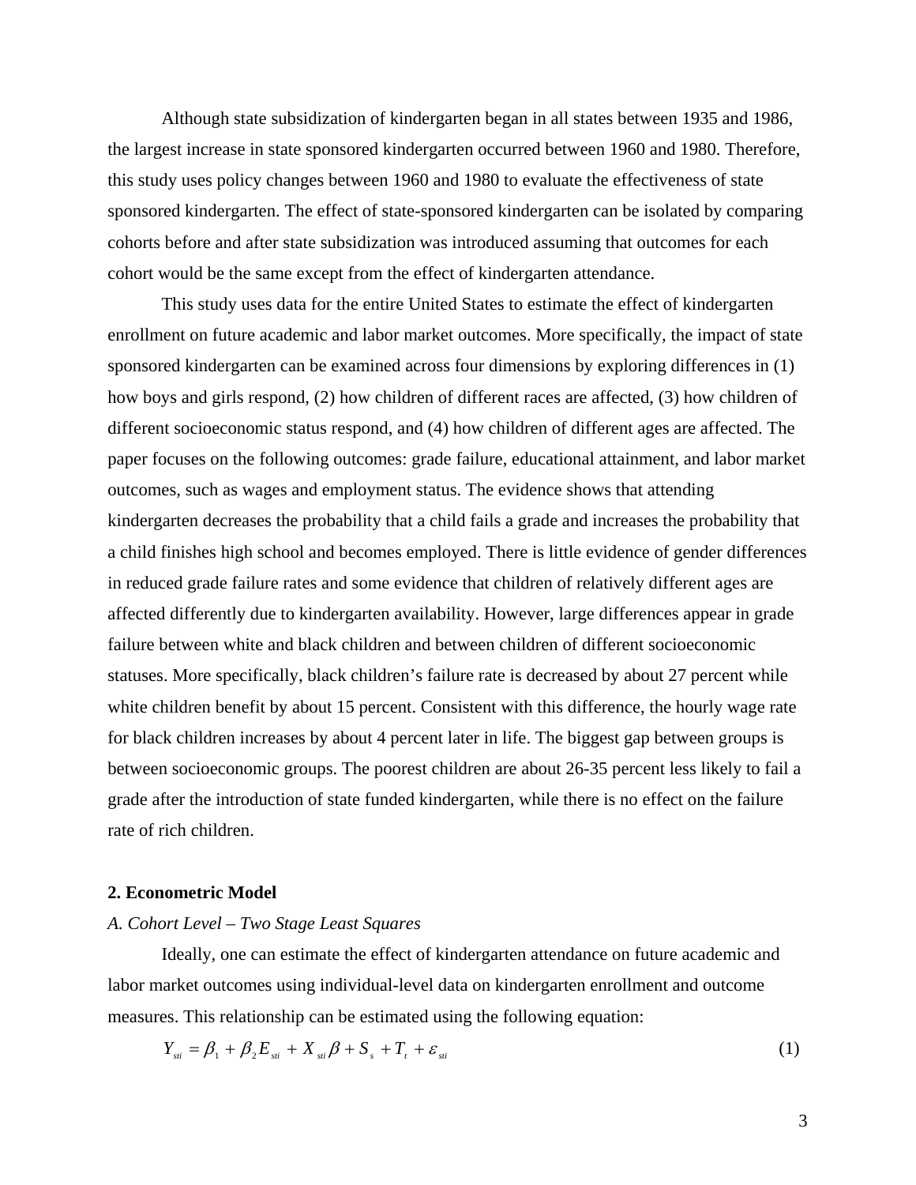Although state subsidization of kindergarten began in all states between 1935 and 1986, the largest increase in state sponsored kindergarten occurred between 1960 and 1980. Therefore, this study uses policy changes between 1960 and 1980 to evaluate the effectiveness of state sponsored kindergarten. The effect of state-sponsored kindergarten can be isolated by comparing cohorts before and after state subsidization was introduced assuming that outcomes for each cohort would be the same except from the effect of kindergarten attendance.

This study uses data for the entire United States to estimate the effect of kindergarten enrollment on future academic and labor market outcomes. More specifically, the impact of state sponsored kindergarten can be examined across four dimensions by exploring differences in (1) how boys and girls respond, (2) how children of different races are affected, (3) how children of different socioeconomic status respond, and (4) how children of different ages are affected. The paper focuses on the following outcomes: grade failure, educational attainment, and labor market outcomes, such as wages and employment status. The evidence shows that attending kindergarten decreases the probability that a child fails a grade and increases the probability that a child finishes high school and becomes employed. There is little evidence of gender differences in reduced grade failure rates and some evidence that children of relatively different ages are affected differently due to kindergarten availability. However, large differences appear in grade failure between white and black children and between children of different socioeconomic statuses. More specifically, black children's failure rate is decreased by about 27 percent while white children benefit by about 15 percent. Consistent with this difference, the hourly wage rate for black children increases by about 4 percent later in life. The biggest gap between groups is between socioeconomic groups. The poorest children are about 26-35 percent less likely to fail a grade after the introduction of state funded kindergarten, while there is no effect on the failure rate of rich children.

## 2. Econometric Model

### *A. Cohort Level – Two Stage Least Squares*

Ideally, one can estimate the effect of kindergarten attendance on future academic and labor market outcomes using individual-level data on kindergarten enrollment and outcome measures. This relationship can be estimated using the following equation:

$$Y_{sti} = \beta_1 + \beta_2 E_{sti} + X_{sti}\beta + S_s + T_t + \varepsilon_{sti} \tag{1}$$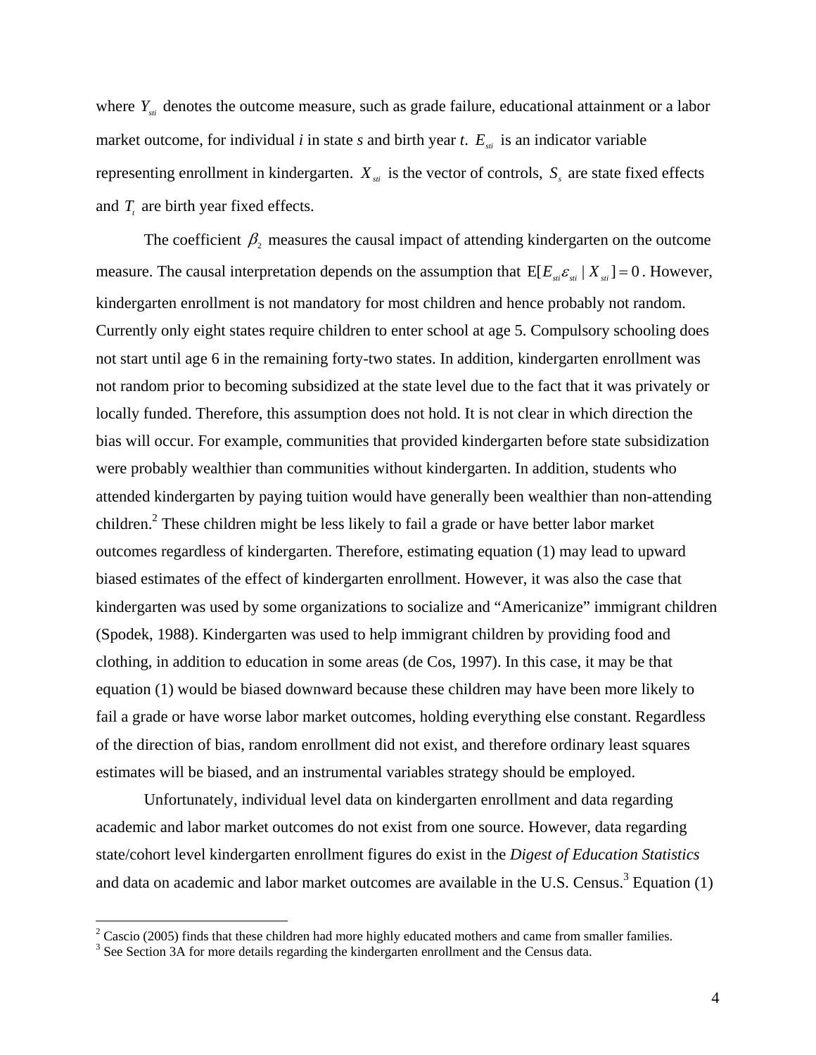where $Y_{sti}$ denotes the outcome measure, such as grade failure, educational attainment or a labor market outcome, for individual *i* in state *s* and birth year *t*. $E_{sti}$ is an indicator variable representing enrollment in kindergarten. $X_{sti}$ is the vector of controls, $S_s$ are state fixed effects and $T_t$ are birth year fixed effects.

The coefficient $\beta_2$ measures the causal impact of attending kindergarten on the outcome measure. The causal interpretation depends on the assumption that $\mathrm{E}[E_{sti}\varepsilon_{sti} \mid X_{sti}] = 0$. However, kindergarten enrollment is not mandatory for most children and hence probably not random. Currently only eight states require children to enter school at age 5. Compulsory schooling does not start until age 6 in the remaining forty-two states. In addition, kindergarten enrollment was not random prior to becoming subsidized at the state level due to the fact that it was privately or locally funded. Therefore, this assumption does not hold. It is not clear in which direction the bias will occur. For example, communities that provided kindergarten before state subsidization were probably wealthier than communities without kindergarten. In addition, students who attended kindergarten by paying tuition would have generally been wealthier than non-attending children.[2] These children might be less likely to fail a grade or have better labor market outcomes regardless of kindergarten. Therefore, estimating equation (1) may lead to upward biased estimates of the effect of kindergarten enrollment. However, it was also the case that kindergarten was used by some organizations to socialize and "Americanize" immigrant children (Spodek, 1988). Kindergarten was used to help immigrant children by providing food and clothing, in addition to education in some areas (de Cos, 1997). In this case, it may be that equation (1) would be biased downward because these children may have been more likely to fail a grade or have worse labor market outcomes, holding everything else constant. Regardless of the direction of bias, random enrollment did not exist, and therefore ordinary least squares estimates will be biased, and an instrumental variables strategy should be employed.

Unfortunately, individual level data on kindergarten enrollment and data regarding academic and labor market outcomes do not exist from one source. However, data regarding state/cohort level kindergarten enrollment figures do exist in the *Digest of Education Statistics* and data on academic and labor market outcomes are available in the U.S. Census.[3] Equation (1)

[2] Cascio (2005) finds that these children had more highly educated mothers and came from smaller families.

[3] See Section 3A for more details regarding the kindergarten enrollment and the Census data.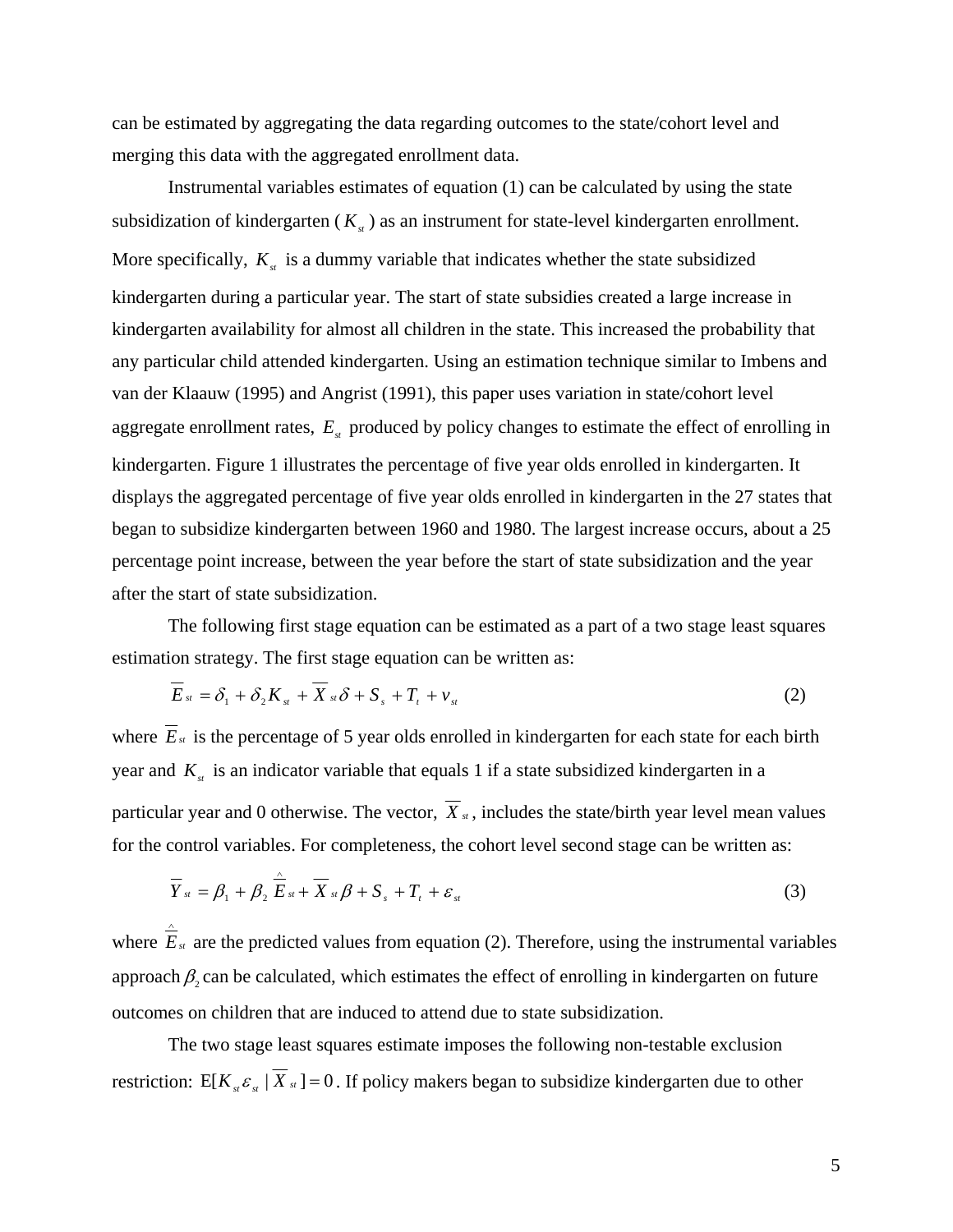can be estimated by aggregating the data regarding outcomes to the state/cohort level and merging this data with the aggregated enrollment data.

Instrumental variables estimates of equation (1) can be calculated by using the state subsidization of kindergarten ( $K_{st}$ ) as an instrument for state-level kindergarten enrollment. More specifically, $K_{st}$ is a dummy variable that indicates whether the state subsidized kindergarten during a particular year. The start of state subsidies created a large increase in kindergarten availability for almost all children in the state. This increased the probability that any particular child attended kindergarten. Using an estimation technique similar to Imbens and van der Klaauw (1995) and Angrist (1991), this paper uses variation in state/cohort level aggregate enrollment rates, $E_{st}$ produced by policy changes to estimate the effect of enrolling in kindergarten. Figure 1 illustrates the percentage of five year olds enrolled in kindergarten. It displays the aggregated percentage of five year olds enrolled in kindergarten in the 27 states that began to subsidize kindergarten between 1960 and 1980. The largest increase occurs, about a 25 percentage point increase, between the year before the start of state subsidization and the year after the start of state subsidization.

The following first stage equation can be estimated as a part of a two stage least squares estimation strategy. The first stage equation can be written as:

$$\overline{E}_{st} = \delta_1 + \delta_2 K_{st} + \overline{X}_{st}\delta + S_s + T_t + v_{st} \tag{2}$$

where $\overline{E}_{st}$ is the percentage of 5 year olds enrolled in kindergarten for each state for each birth year and $K_{st}$ is an indicator variable that equals 1 if a state subsidized kindergarten in a particular year and 0 otherwise. The vector, $\overline{X}_{st}$, includes the state/birth year level mean values for the control variables. For completeness, the cohort level second stage can be written as:

$$\overline{Y}_{st} = \beta_1 + \beta_2 \hat{\overline{E}}_{st} + \overline{X}_{st}\beta + S_s + T_t + \varepsilon_{st} \tag{3}$$

where $\hat{\overline{E}}_{st}$ are the predicted values from equation (2). Therefore, using the instrumental variables approach $\beta_2$ can be calculated, which estimates the effect of enrolling in kindergarten on future outcomes on children that are induced to attend due to state subsidization.

The two stage least squares estimate imposes the following non-testable exclusion restriction: $\mathrm{E}[K_{st}\varepsilon_{st} \mid \overline{X}_{st}] = 0$. If policy makers began to subsidize kindergarten due to other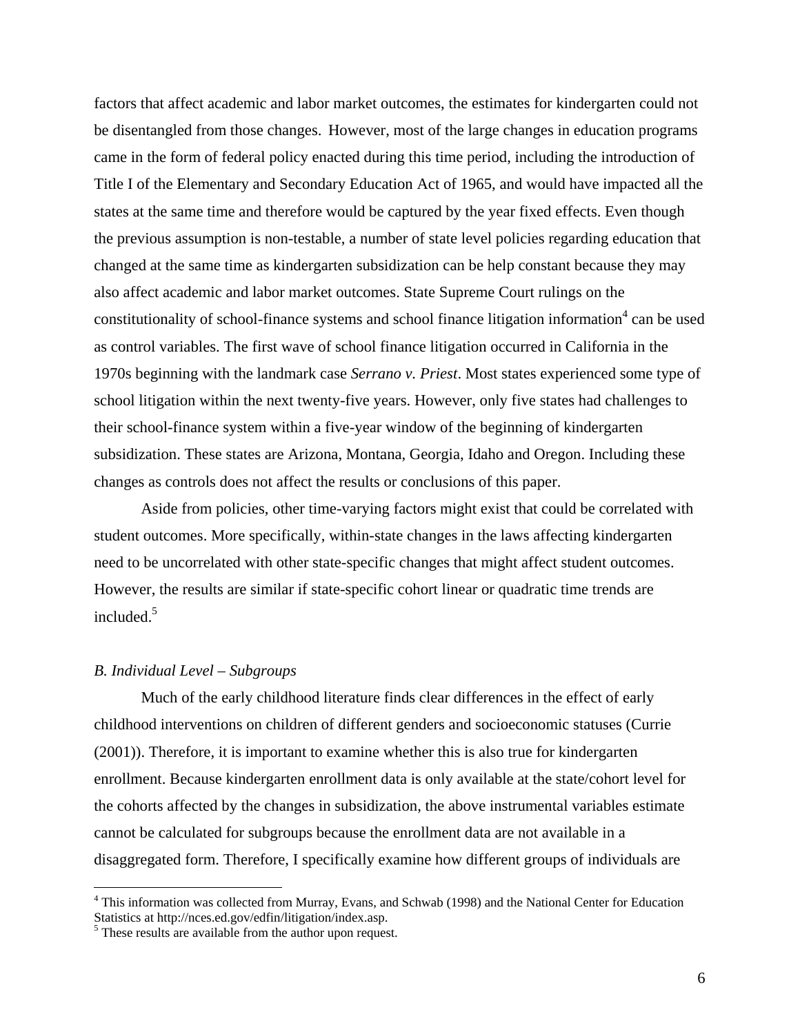factors that affect academic and labor market outcomes, the estimates for kindergarten could not be disentangled from those changes. However, most of the large changes in education programs came in the form of federal policy enacted during this time period, including the introduction of Title I of the Elementary and Secondary Education Act of 1965, and would have impacted all the states at the same time and therefore would be captured by the year fixed effects. Even though the previous assumption is non-testable, a number of state level policies regarding education that changed at the same time as kindergarten subsidization can be help constant because they may also affect academic and labor market outcomes. State Supreme Court rulings on the constitutionality of school-finance systems and school finance litigation information[4] can be used as control variables. The first wave of school finance litigation occurred in California in the 1970s beginning with the landmark case *Serrano v. Priest*. Most states experienced some type of school litigation within the next twenty-five years. However, only five states had challenges to their school-finance system within a five-year window of the beginning of kindergarten subsidization. These states are Arizona, Montana, Georgia, Idaho and Oregon. Including these changes as controls does not affect the results or conclusions of this paper.

Aside from policies, other time-varying factors might exist that could be correlated with student outcomes. More specifically, within-state changes in the laws affecting kindergarten need to be uncorrelated with other state-specific changes that might affect student outcomes. However, the results are similar if state-specific cohort linear or quadratic time trends are included.[5]

### *B. Individual Level – Subgroups*

Much of the early childhood literature finds clear differences in the effect of early childhood interventions on children of different genders and socioeconomic statuses (Currie (2001)). Therefore, it is important to examine whether this is also true for kindergarten enrollment. Because kindergarten enrollment data is only available at the state/cohort level for the cohorts affected by the changes in subsidization, the above instrumental variables estimate cannot be calculated for subgroups because the enrollment data are not available in a disaggregated form. Therefore, I specifically examine how different groups of individuals are

---

[4] This information was collected from Murray, Evans, and Schwab (1998) and the National Center for Education Statistics at http://nces.ed.gov/edfin/litigation/index.asp.

[5] These results are available from the author upon request.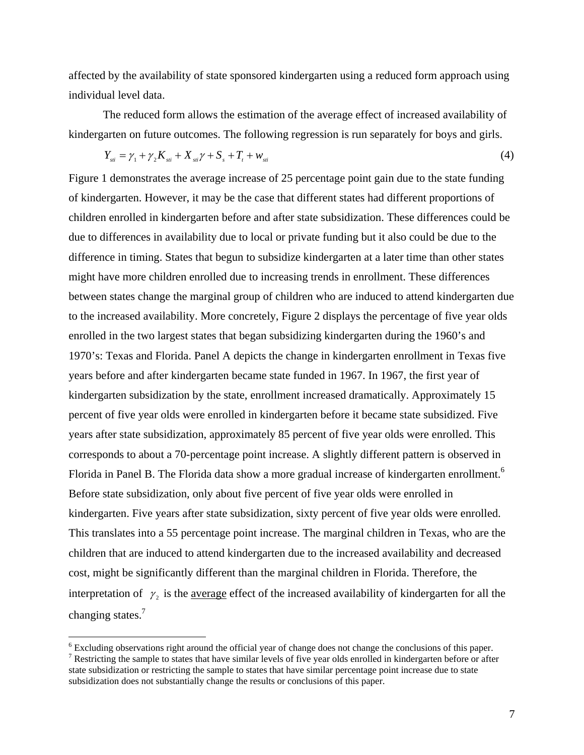affected by the availability of state sponsored kindergarten using a reduced form approach using individual level data.

The reduced form allows the estimation of the average effect of increased availability of kindergarten on future outcomes. The following regression is run separately for boys and girls.

$$Y_{sti} = \gamma_1 + \gamma_2 K_{sti} + X_{sti}\gamma + S_s + T_t + w_{sti} \tag{4}$$

Figure 1 demonstrates the average increase of 25 percentage point gain due to the state funding of kindergarten. However, it may be the case that different states had different proportions of children enrolled in kindergarten before and after state subsidization. These differences could be due to differences in availability due to local or private funding but it also could be due to the difference in timing. States that begun to subsidize kindergarten at a later time than other states might have more children enrolled due to increasing trends in enrollment. These differences between states change the marginal group of children who are induced to attend kindergarten due to the increased availability. More concretely, Figure 2 displays the percentage of five year olds enrolled in the two largest states that began subsidizing kindergarten during the 1960's and 1970's: Texas and Florida. Panel A depicts the change in kindergarten enrollment in Texas five years before and after kindergarten became state funded in 1967. In 1967, the first year of kindergarten subsidization by the state, enrollment increased dramatically. Approximately 15 percent of five year olds were enrolled in kindergarten before it became state subsidized. Five years after state subsidization, approximately 85 percent of five year olds were enrolled. This corresponds to about a 70-percentage point increase. A slightly different pattern is observed in Florida in Panel B. The Florida data show a more gradual increase of kindergarten enrollment.[6] Before state subsidization, only about five percent of five year olds were enrolled in kindergarten. Five years after state subsidization, sixty percent of five year olds were enrolled. This translates into a 55 percentage point increase. The marginal children in Texas, who are the children that are induced to attend kindergarten due to the increased availability and decreased cost, might be significantly different than the marginal children in Florida. Therefore, the interpretation of $\gamma_2$ is the <u>average</u> effect of the increased availability of kindergarten for all the changing states.[7]

---

[6] Excluding observations right around the official year of change does not change the conclusions of this paper.

[7] Restricting the sample to states that have similar levels of five year olds enrolled in kindergarten before or after state subsidization or restricting the sample to states that have similar percentage point increase due to state subsidization does not substantially change the results or conclusions of this paper.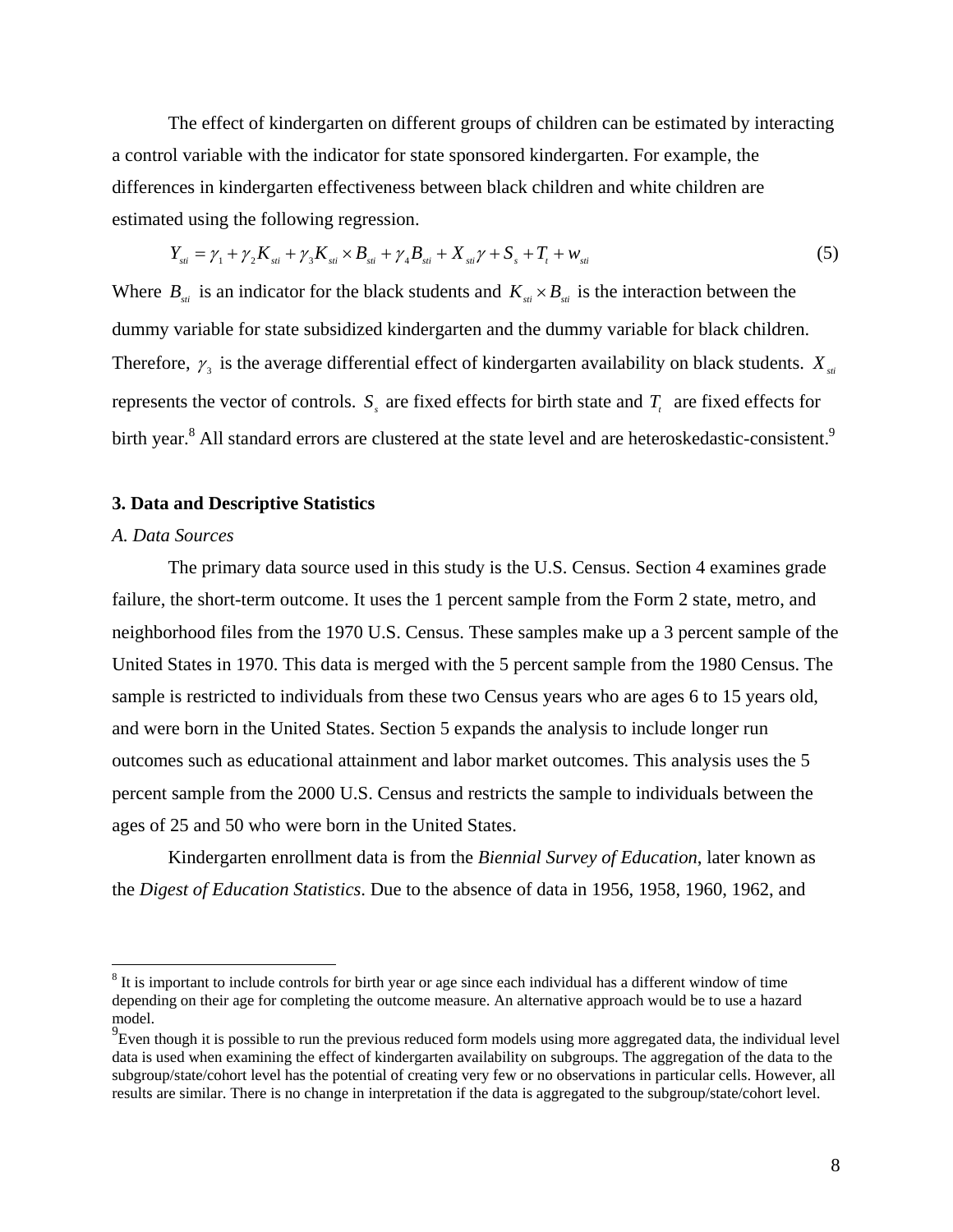The effect of kindergarten on different groups of children can be estimated by interacting a control variable with the indicator for state sponsored kindergarten. For example, the differences in kindergarten effectiveness between black children and white children are estimated using the following regression.

$$Y_{sti} = \gamma_1 + \gamma_2 K_{sti} + \gamma_3 K_{sti} \times B_{sti} + \gamma_4 B_{sti} + X_{sti}\gamma + S_s + T_t + w_{sti} \quad (5)$$

Where $B_{sti}$ is an indicator for the black students and $K_{sti} \times B_{sti}$ is the interaction between the dummy variable for state subsidized kindergarten and the dummy variable for black children. Therefore, $\gamma_3$ is the average differential effect of kindergarten availability on black students. $X_{sti}$ represents the vector of controls. $S_s$ are fixed effects for birth state and $T_t$ are fixed effects for birth year.[8] All standard errors are clustered at the state level and are heteroskedastic-consistent.[9]

### 3. Data and Descriptive Statistics

*A. Data Sources*

The primary data source used in this study is the U.S. Census. Section 4 examines grade failure, the short-term outcome. It uses the 1 percent sample from the Form 2 state, metro, and neighborhood files from the 1970 U.S. Census. These samples make up a 3 percent sample of the United States in 1970. This data is merged with the 5 percent sample from the 1980 Census. The sample is restricted to individuals from these two Census years who are ages 6 to 15 years old, and were born in the United States. Section 5 expands the analysis to include longer run outcomes such as educational attainment and labor market outcomes. This analysis uses the 5 percent sample from the 2000 U.S. Census and restricts the sample to individuals between the ages of 25 and 50 who were born in the United States.

Kindergarten enrollment data is from the *Biennial Survey of Education*, later known as the *Digest of Education Statistics*. Due to the absence of data in 1956, 1958, 1960, 1962, and

---

[8] It is important to include controls for birth year or age since each individual has a different window of time depending on their age for completing the outcome measure. An alternative approach would be to use a hazard model.

[9] Even though it is possible to run the previous reduced form models using more aggregated data, the individual level data is used when examining the effect of kindergarten availability on subgroups. The aggregation of the data to the subgroup/state/cohort level has the potential of creating very few or no observations in particular cells. However, all results are similar. There is no change in interpretation if the data is aggregated to the subgroup/state/cohort level.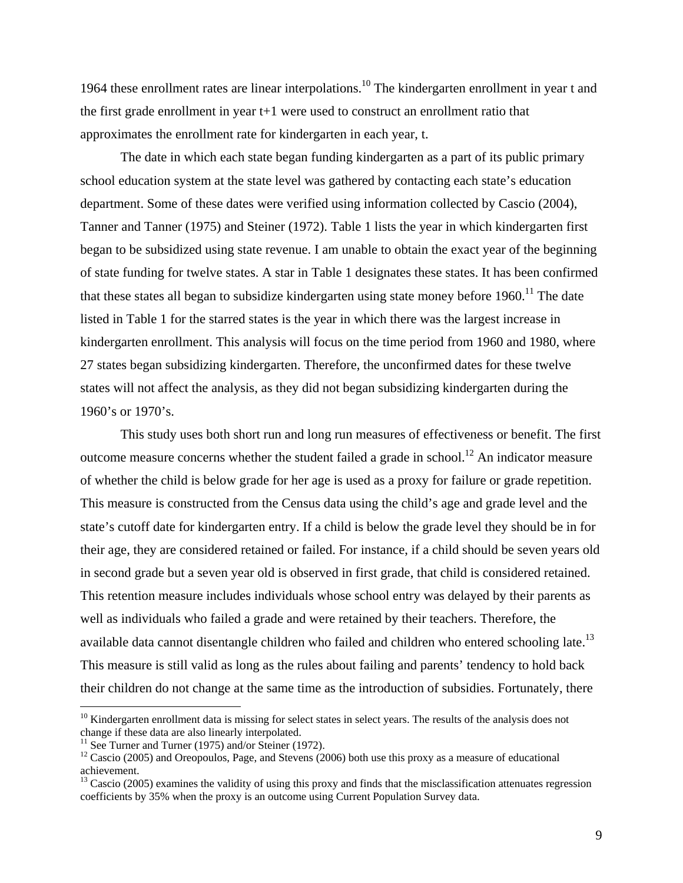1964 these enrollment rates are linear interpolations.[10] The kindergarten enrollment in year t and the first grade enrollment in year t+1 were used to construct an enrollment ratio that approximates the enrollment rate for kindergarten in each year, t.

The date in which each state began funding kindergarten as a part of its public primary school education system at the state level was gathered by contacting each state's education department. Some of these dates were verified using information collected by Cascio (2004), Tanner and Tanner (1975) and Steiner (1972). Table 1 lists the year in which kindergarten first began to be subsidized using state revenue. I am unable to obtain the exact year of the beginning of state funding for twelve states. A star in Table 1 designates these states. It has been confirmed that these states all began to subsidize kindergarten using state money before 1960.[11] The date listed in Table 1 for the starred states is the year in which there was the largest increase in kindergarten enrollment. This analysis will focus on the time period from 1960 and 1980, where 27 states began subsidizing kindergarten. Therefore, the unconfirmed dates for these twelve states will not affect the analysis, as they did not began subsidizing kindergarten during the 1960's or 1970's.

This study uses both short run and long run measures of effectiveness or benefit. The first outcome measure concerns whether the student failed a grade in school.[12] An indicator measure of whether the child is below grade for her age is used as a proxy for failure or grade repetition. This measure is constructed from the Census data using the child's age and grade level and the state's cutoff date for kindergarten entry. If a child is below the grade level they should be in for their age, they are considered retained or failed. For instance, if a child should be seven years old in second grade but a seven year old is observed in first grade, that child is considered retained. This retention measure includes individuals whose school entry was delayed by their parents as well as individuals who failed a grade and were retained by their teachers. Therefore, the available data cannot disentangle children who failed and children who entered schooling late.[13] This measure is still valid as long as the rules about failing and parents' tendency to hold back their children do not change at the same time as the introduction of subsidies. Fortunately, there

---

[10] Kindergarten enrollment data is missing for select states in select years. The results of the analysis does not change if these data are also linearly interpolated.

[11] See Turner and Turner (1975) and/or Steiner (1972).

[12] Cascio (2005) and Oreopoulos, Page, and Stevens (2006) both use this proxy as a measure of educational achievement.

[13] Cascio (2005) examines the validity of using this proxy and finds that the misclassification attenuates regression coefficients by 35% when the proxy is an outcome using Current Population Survey data.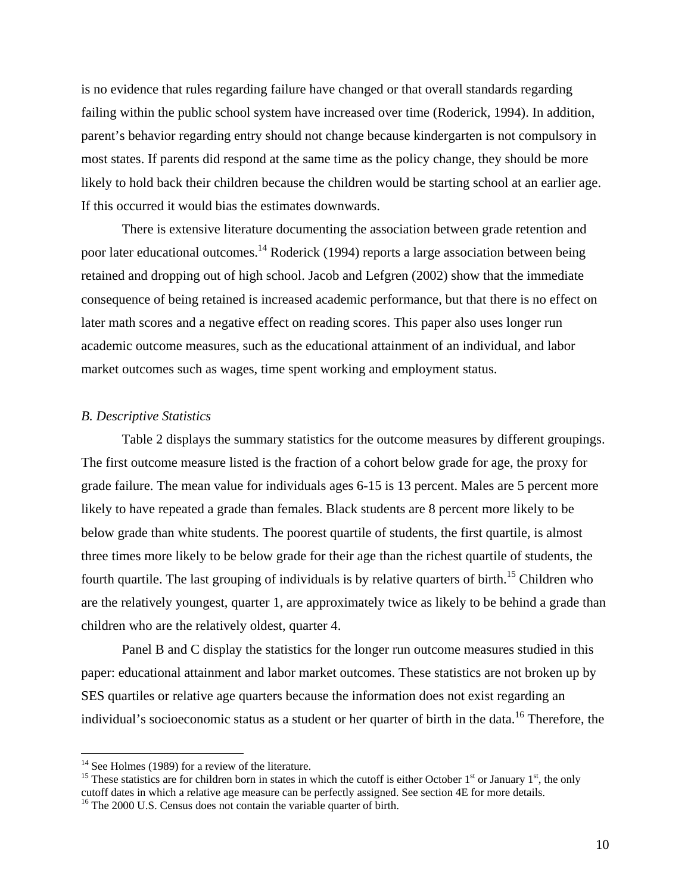is no evidence that rules regarding failure have changed or that overall standards regarding failing within the public school system have increased over time (Roderick, 1994). In addition, parent's behavior regarding entry should not change because kindergarten is not compulsory in most states. If parents did respond at the same time as the policy change, they should be more likely to hold back their children because the children would be starting school at an earlier age. If this occurred it would bias the estimates downwards.

There is extensive literature documenting the association between grade retention and poor later educational outcomes.[14] Roderick (1994) reports a large association between being retained and dropping out of high school. Jacob and Lefgren (2002) show that the immediate consequence of being retained is increased academic performance, but that there is no effect on later math scores and a negative effect on reading scores. This paper also uses longer run academic outcome measures, such as the educational attainment of an individual, and labor market outcomes such as wages, time spent working and employment status.

*B. Descriptive Statistics*

Table 2 displays the summary statistics for the outcome measures by different groupings. The first outcome measure listed is the fraction of a cohort below grade for age, the proxy for grade failure. The mean value for individuals ages 6-15 is 13 percent. Males are 5 percent more likely to have repeated a grade than females. Black students are 8 percent more likely to be below grade than white students. The poorest quartile of students, the first quartile, is almost three times more likely to be below grade for their age than the richest quartile of students, the fourth quartile. The last grouping of individuals is by relative quarters of birth.[15] Children who are the relatively youngest, quarter 1, are approximately twice as likely to be behind a grade than children who are the relatively oldest, quarter 4.

Panel B and C display the statistics for the longer run outcome measures studied in this paper: educational attainment and labor market outcomes. These statistics are not broken up by SES quartiles or relative age quarters because the information does not exist regarding an individual's socioeconomic status as a student or her quarter of birth in the data.[16] Therefore, the

---

[14] See Holmes (1989) for a review of the literature.

[15] These statistics are for children born in states in which the cutoff is either October 1st or January 1st, the only cutoff dates in which a relative age measure can be perfectly assigned. See section 4E for more details.

[16] The 2000 U.S. Census does not contain the variable quarter of birth.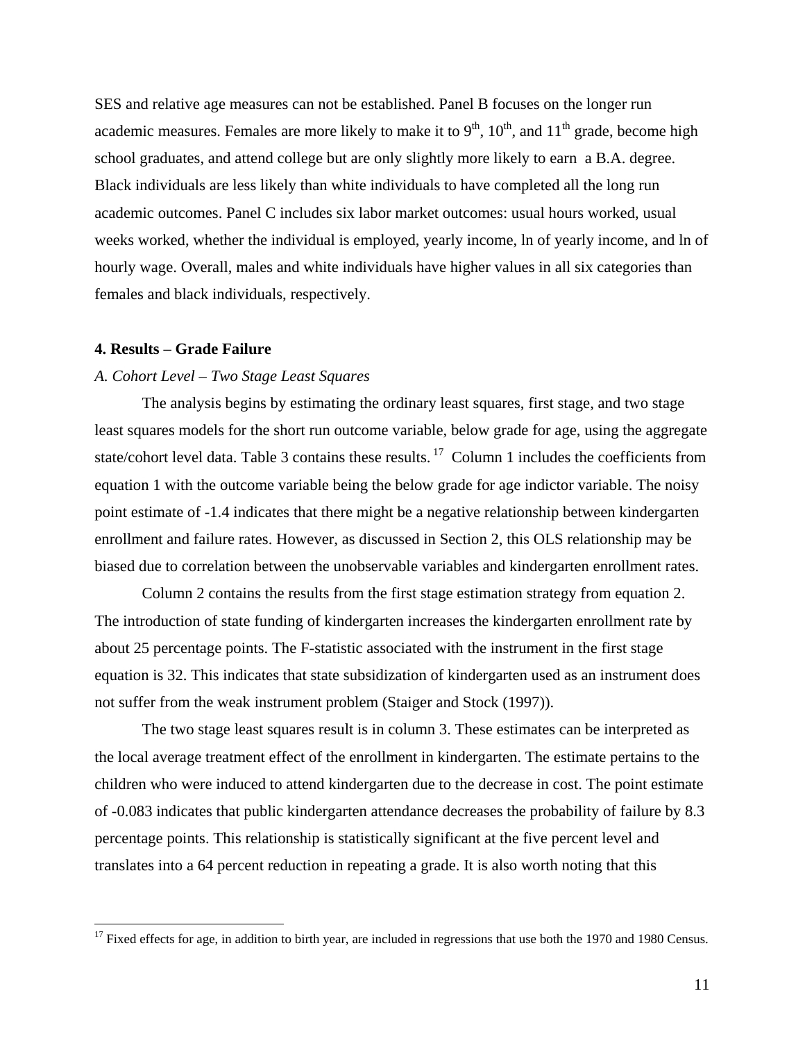SES and relative age measures can not be established. Panel B focuses on the longer run academic measures. Females are more likely to make it to 9th, 10th, and 11th grade, become high school graduates, and attend college but are only slightly more likely to earn a B.A. degree. Black individuals are less likely than white individuals to have completed all the long run academic outcomes. Panel C includes six labor market outcomes: usual hours worked, usual weeks worked, whether the individual is employed, yearly income, ln of yearly income, and ln of hourly wage. Overall, males and white individuals have higher values in all six categories than females and black individuals, respectively.

**4. Results – Grade Failure**

*A. Cohort Level – Two Stage Least Squares*

The analysis begins by estimating the ordinary least squares, first stage, and two stage least squares models for the short run outcome variable, below grade for age, using the aggregate state/cohort level data. Table 3 contains these results.[17] Column 1 includes the coefficients from equation 1 with the outcome variable being the below grade for age indictor variable. The noisy point estimate of -1.4 indicates that there might be a negative relationship between kindergarten enrollment and failure rates. However, as discussed in Section 2, this OLS relationship may be biased due to correlation between the unobservable variables and kindergarten enrollment rates.

Column 2 contains the results from the first stage estimation strategy from equation 2. The introduction of state funding of kindergarten increases the kindergarten enrollment rate by about 25 percentage points. The F-statistic associated with the instrument in the first stage equation is 32. This indicates that state subsidization of kindergarten used as an instrument does not suffer from the weak instrument problem (Staiger and Stock (1997)).

The two stage least squares result is in column 3. These estimates can be interpreted as the local average treatment effect of the enrollment in kindergarten. The estimate pertains to the children who were induced to attend kindergarten due to the decrease in cost. The point estimate of -0.083 indicates that public kindergarten attendance decreases the probability of failure by 8.3 percentage points. This relationship is statistically significant at the five percent level and translates into a 64 percent reduction in repeating a grade. It is also worth noting that this

[17] Fixed effects for age, in addition to birth year, are included in regressions that use both the 1970 and 1980 Census.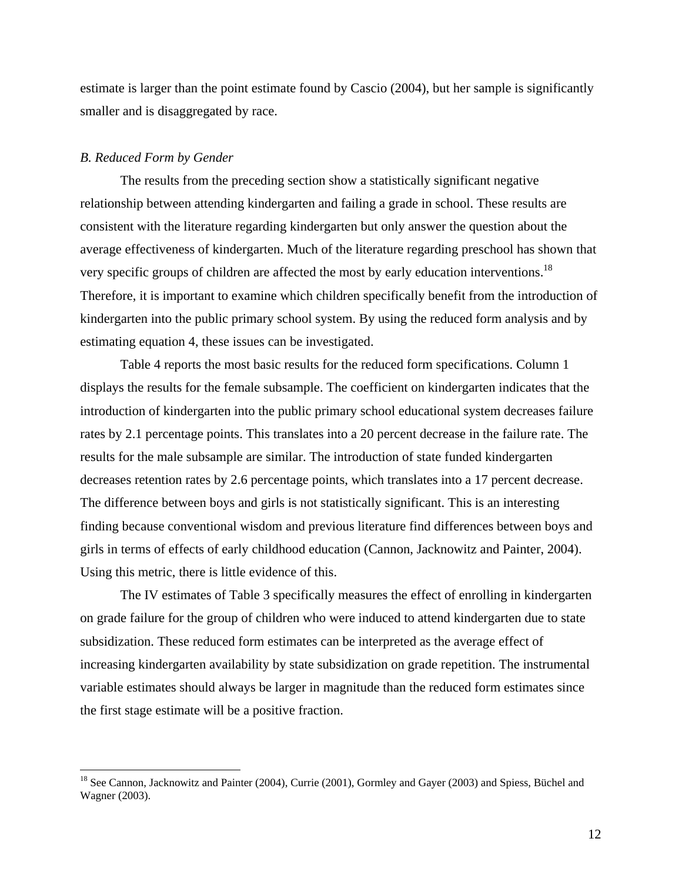estimate is larger than the point estimate found by Cascio (2004), but her sample is significantly smaller and is disaggregated by race.

*B. Reduced Form by Gender*

The results from the preceding section show a statistically significant negative relationship between attending kindergarten and failing a grade in school. These results are consistent with the literature regarding kindergarten but only answer the question about the average effectiveness of kindergarten. Much of the literature regarding preschool has shown that very specific groups of children are affected the most by early education interventions.[18] Therefore, it is important to examine which children specifically benefit from the introduction of kindergarten into the public primary school system. By using the reduced form analysis and by estimating equation 4, these issues can be investigated.

Table 4 reports the most basic results for the reduced form specifications. Column 1 displays the results for the female subsample. The coefficient on kindergarten indicates that the introduction of kindergarten into the public primary school educational system decreases failure rates by 2.1 percentage points. This translates into a 20 percent decrease in the failure rate. The results for the male subsample are similar. The introduction of state funded kindergarten decreases retention rates by 2.6 percentage points, which translates into a 17 percent decrease. The difference between boys and girls is not statistically significant. This is an interesting finding because conventional wisdom and previous literature find differences between boys and girls in terms of effects of early childhood education (Cannon, Jacknowitz and Painter, 2004). Using this metric, there is little evidence of this.

The IV estimates of Table 3 specifically measures the effect of enrolling in kindergarten on grade failure for the group of children who were induced to attend kindergarten due to state subsidization. These reduced form estimates can be interpreted as the average effect of increasing kindergarten availability by state subsidization on grade repetition. The instrumental variable estimates should always be larger in magnitude than the reduced form estimates since the first stage estimate will be a positive fraction.

[18] See Cannon, Jacknowitz and Painter (2004), Currie (2001), Gormley and Gayer (2003) and Spiess, Büchel and Wagner (2003).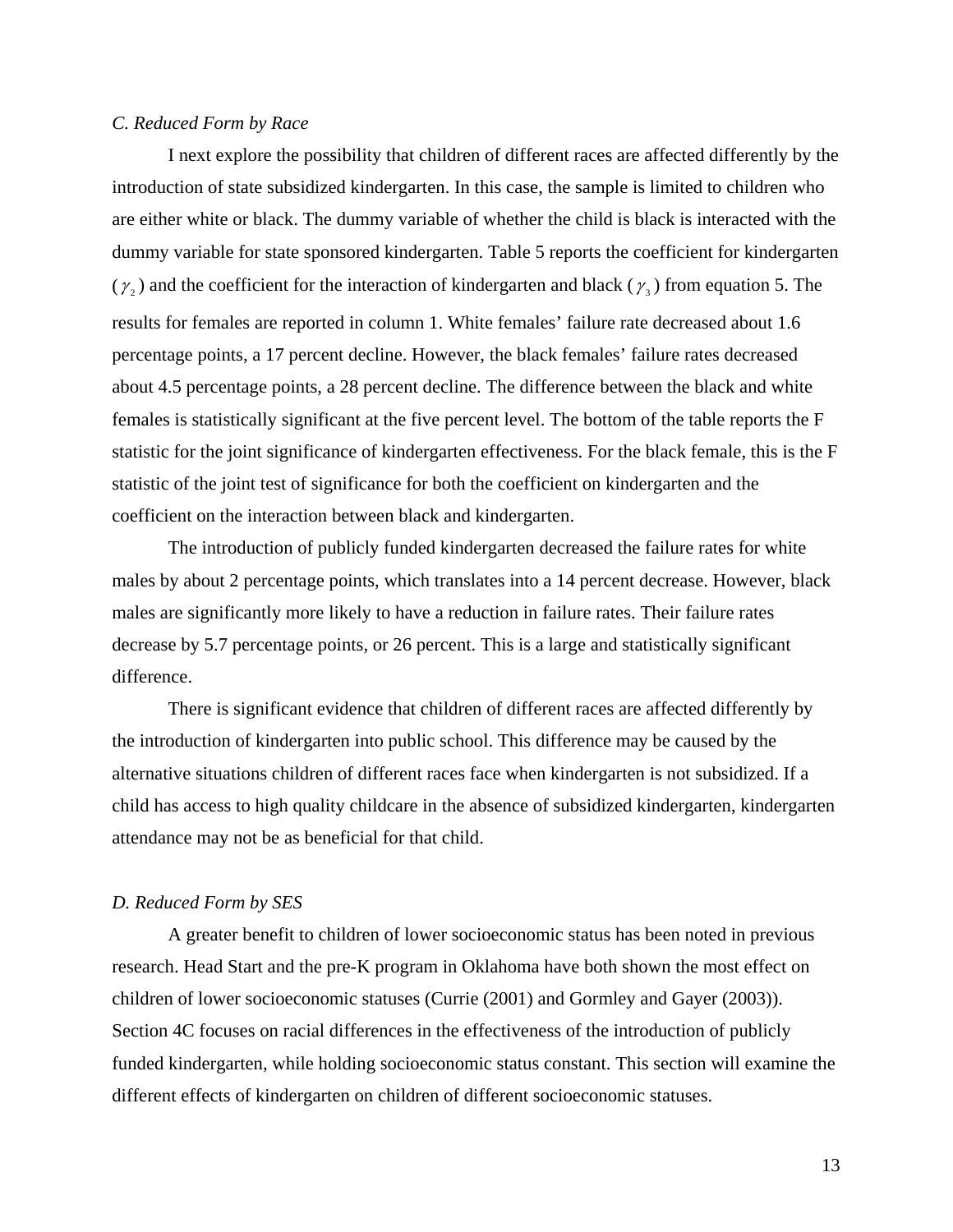*C. Reduced Form by Race*

I next explore the possibility that children of different races are affected differently by the introduction of state subsidized kindergarten. In this case, the sample is limited to children who are either white or black. The dummy variable of whether the child is black is interacted with the dummy variable for state sponsored kindergarten. Table 5 reports the coefficient for kindergarten ($\gamma_2$) and the coefficient for the interaction of kindergarten and black ($\gamma_3$) from equation 5. The results for females are reported in column 1. White females' failure rate decreased about 1.6 percentage points, a 17 percent decline. However, the black females' failure rates decreased about 4.5 percentage points, a 28 percent decline. The difference between the black and white females is statistically significant at the five percent level. The bottom of the table reports the F statistic for the joint significance of kindergarten effectiveness. For the black female, this is the F statistic of the joint test of significance for both the coefficient on kindergarten and the coefficient on the interaction between black and kindergarten.

The introduction of publicly funded kindergarten decreased the failure rates for white males by about 2 percentage points, which translates into a 14 percent decrease. However, black males are significantly more likely to have a reduction in failure rates. Their failure rates decrease by 5.7 percentage points, or 26 percent. This is a large and statistically significant difference.

There is significant evidence that children of different races are affected differently by the introduction of kindergarten into public school. This difference may be caused by the alternative situations children of different races face when kindergarten is not subsidized. If a child has access to high quality childcare in the absence of subsidized kindergarten, kindergarten attendance may not be as beneficial for that child.

*D. Reduced Form by SES*

A greater benefit to children of lower socioeconomic status has been noted in previous research. Head Start and the pre-K program in Oklahoma have both shown the most effect on children of lower socioeconomic statuses (Currie (2001) and Gormley and Gayer (2003)). Section 4C focuses on racial differences in the effectiveness of the introduction of publicly funded kindergarten, while holding socioeconomic status constant. This section will examine the different effects of kindergarten on children of different socioeconomic statuses.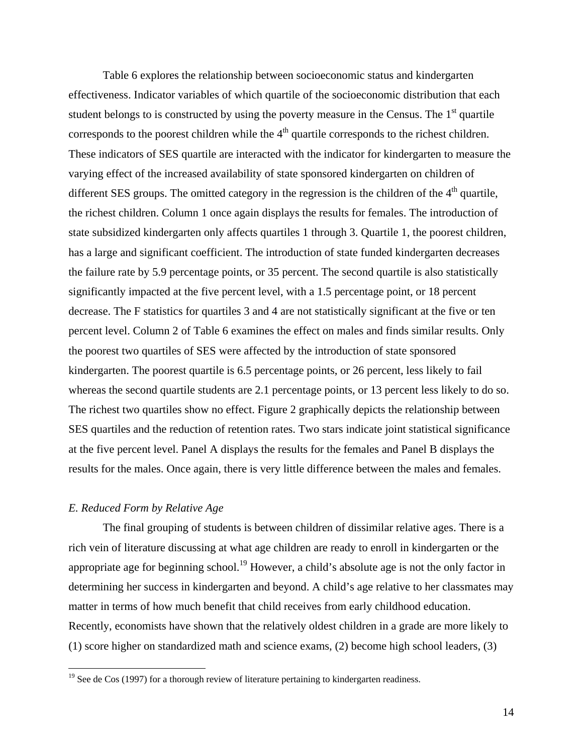Table 6 explores the relationship between socioeconomic status and kindergarten effectiveness. Indicator variables of which quartile of the socioeconomic distribution that each student belongs to is constructed by using the poverty measure in the Census. The 1st quartile corresponds to the poorest children while the 4th quartile corresponds to the richest children. These indicators of SES quartile are interacted with the indicator for kindergarten to measure the varying effect of the increased availability of state sponsored kindergarten on children of different SES groups. The omitted category in the regression is the children of the 4th quartile, the richest children. Column 1 once again displays the results for females. The introduction of state subsidized kindergarten only affects quartiles 1 through 3. Quartile 1, the poorest children, has a large and significant coefficient. The introduction of state funded kindergarten decreases the failure rate by 5.9 percentage points, or 35 percent. The second quartile is also statistically significantly impacted at the five percent level, with a 1.5 percentage point, or 18 percent decrease. The F statistics for quartiles 3 and 4 are not statistically significant at the five or ten percent level. Column 2 of Table 6 examines the effect on males and finds similar results. Only the poorest two quartiles of SES were affected by the introduction of state sponsored kindergarten. The poorest quartile is 6.5 percentage points, or 26 percent, less likely to fail whereas the second quartile students are 2.1 percentage points, or 13 percent less likely to do so. The richest two quartiles show no effect. Figure 2 graphically depicts the relationship between SES quartiles and the reduction of retention rates. Two stars indicate joint statistical significance at the five percent level. Panel A displays the results for the females and Panel B displays the results for the males. Once again, there is very little difference between the males and females.

### *E. Reduced Form by Relative Age*

The final grouping of students is between children of dissimilar relative ages. There is a rich vein of literature discussing at what age children are ready to enroll in kindergarten or the appropriate age for beginning school.[19] However, a child's absolute age is not the only factor in determining her success in kindergarten and beyond. A child's age relative to her classmates may matter in terms of how much benefit that child receives from early childhood education. Recently, economists have shown that the relatively oldest children in a grade are more likely to (1) score higher on standardized math and science exams, (2) become high school leaders, (3)

[19] See de Cos (1997) for a thorough review of literature pertaining to kindergarten readiness.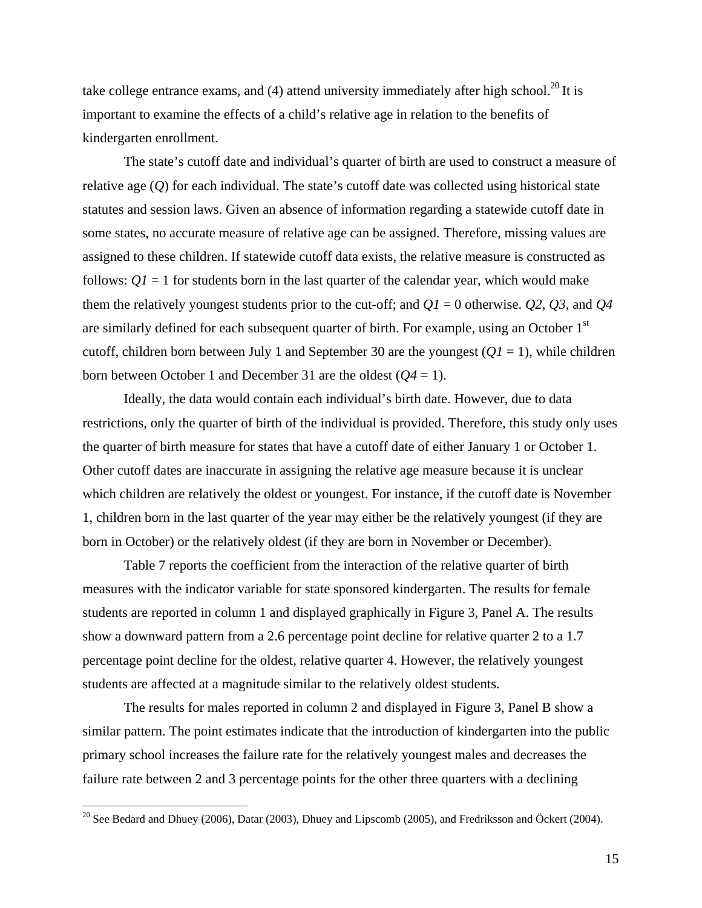take college entrance exams, and (4) attend university immediately after high school.[20] It is important to examine the effects of a child's relative age in relation to the benefits of kindergarten enrollment.

The state's cutoff date and individual's quarter of birth are used to construct a measure of relative age (*Q*) for each individual. The state's cutoff date was collected using historical state statutes and session laws. Given an absence of information regarding a statewide cutoff date in some states, no accurate measure of relative age can be assigned. Therefore, missing values are assigned to these children. If statewide cutoff data exists, the relative measure is constructed as follows: $Q1 = 1$ for students born in the last quarter of the calendar year, which would make them the relatively youngest students prior to the cut-off; and $Q1 = 0$ otherwise. $Q2$, $Q3$, and $Q4$ are similarly defined for each subsequent quarter of birth. For example, using an October 1st cutoff, children born between July 1 and September 30 are the youngest ($Q1 = 1$), while children born between October 1 and December 31 are the oldest ($Q4 = 1$).

Ideally, the data would contain each individual's birth date. However, due to data restrictions, only the quarter of birth of the individual is provided. Therefore, this study only uses the quarter of birth measure for states that have a cutoff date of either January 1 or October 1. Other cutoff dates are inaccurate in assigning the relative age measure because it is unclear which children are relatively the oldest or youngest. For instance, if the cutoff date is November 1, children born in the last quarter of the year may either be the relatively youngest (if they are born in October) or the relatively oldest (if they are born in November or December).

Table 7 reports the coefficient from the interaction of the relative quarter of birth measures with the indicator variable for state sponsored kindergarten. The results for female students are reported in column 1 and displayed graphically in Figure 3, Panel A. The results show a downward pattern from a 2.6 percentage point decline for relative quarter 2 to a 1.7 percentage point decline for the oldest, relative quarter 4. However, the relatively youngest students are affected at a magnitude similar to the relatively oldest students.

The results for males reported in column 2 and displayed in Figure 3, Panel B show a similar pattern. The point estimates indicate that the introduction of kindergarten into the public primary school increases the failure rate for the relatively youngest males and decreases the failure rate between 2 and 3 percentage points for the other three quarters with a declining

[20] See Bedard and Dhuey (2006), Datar (2003), Dhuey and Lipscomb (2005), and Fredriksson and Öckert (2004).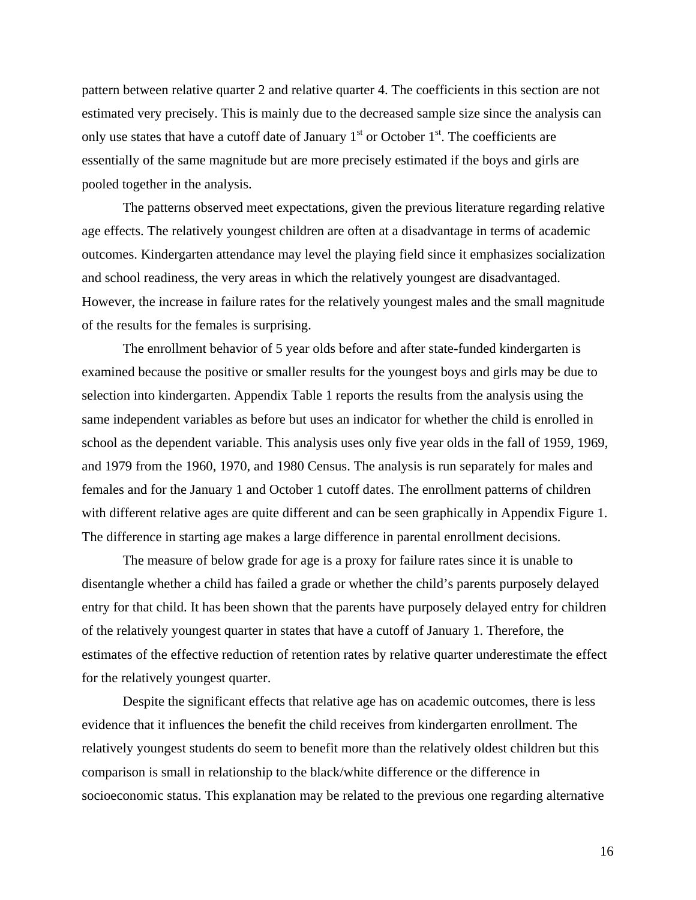pattern between relative quarter 2 and relative quarter 4. The coefficients in this section are not estimated very precisely. This is mainly due to the decreased sample size since the analysis can only use states that have a cutoff date of January 1st or October 1st. The coefficients are essentially of the same magnitude but are more precisely estimated if the boys and girls are pooled together in the analysis.

The patterns observed meet expectations, given the previous literature regarding relative age effects. The relatively youngest children are often at a disadvantage in terms of academic outcomes. Kindergarten attendance may level the playing field since it emphasizes socialization and school readiness, the very areas in which the relatively youngest are disadvantaged. However, the increase in failure rates for the relatively youngest males and the small magnitude of the results for the females is surprising.

The enrollment behavior of 5 year olds before and after state-funded kindergarten is examined because the positive or smaller results for the youngest boys and girls may be due to selection into kindergarten. Appendix Table 1 reports the results from the analysis using the same independent variables as before but uses an indicator for whether the child is enrolled in school as the dependent variable. This analysis uses only five year olds in the fall of 1959, 1969, and 1979 from the 1960, 1970, and 1980 Census. The analysis is run separately for males and females and for the January 1 and October 1 cutoff dates. The enrollment patterns of children with different relative ages are quite different and can be seen graphically in Appendix Figure 1. The difference in starting age makes a large difference in parental enrollment decisions.

The measure of below grade for age is a proxy for failure rates since it is unable to disentangle whether a child has failed a grade or whether the child's parents purposely delayed entry for that child. It has been shown that the parents have purposely delayed entry for children of the relatively youngest quarter in states that have a cutoff of January 1. Therefore, the estimates of the effective reduction of retention rates by relative quarter underestimate the effect for the relatively youngest quarter.

Despite the significant effects that relative age has on academic outcomes, there is less evidence that it influences the benefit the child receives from kindergarten enrollment. The relatively youngest students do seem to benefit more than the relatively oldest children but this comparison is small in relationship to the black/white difference or the difference in socioeconomic status. This explanation may be related to the previous one regarding alternative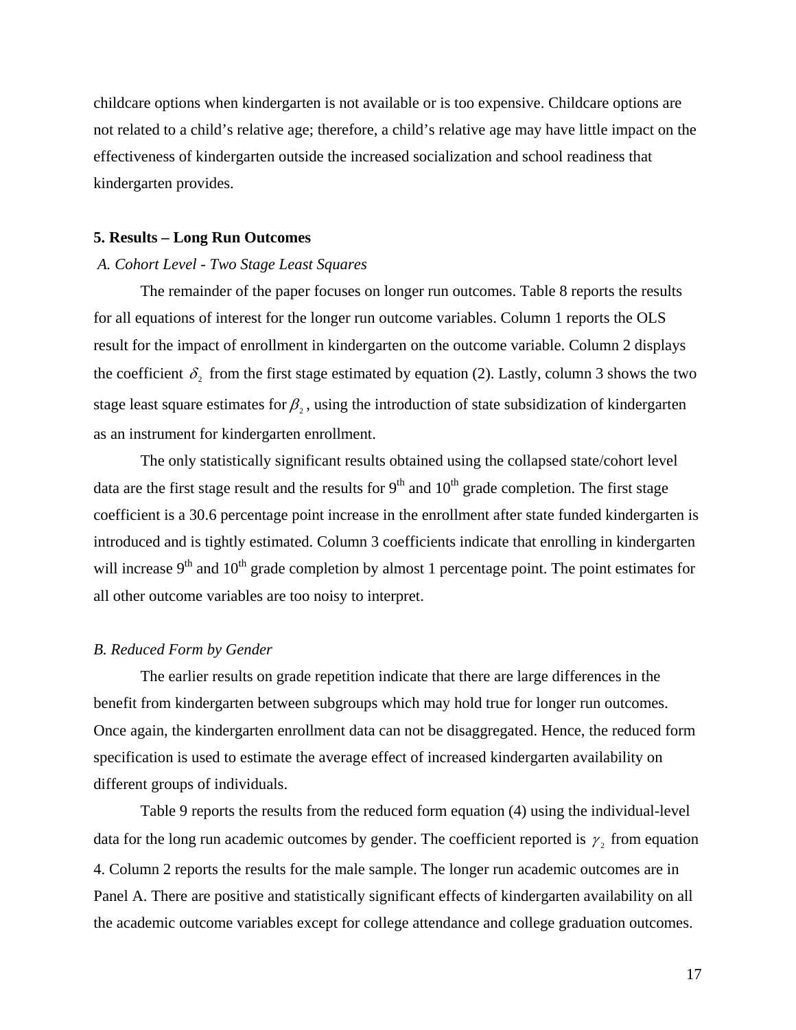childcare options when kindergarten is not available or is too expensive. Childcare options are not related to a child's relative age; therefore, a child's relative age may have little impact on the effectiveness of kindergarten outside the increased socialization and school readiness that kindergarten provides.

## 5. Results – Long Run Outcomes

### *A. Cohort Level - Two Stage Least Squares*

The remainder of the paper focuses on longer run outcomes. Table 8 reports the results for all equations of interest for the longer run outcome variables. Column 1 reports the OLS result for the impact of enrollment in kindergarten on the outcome variable. Column 2 displays the coefficient $\delta_2$ from the first stage estimated by equation (2). Lastly, column 3 shows the two stage least square estimates for $\beta_2$, using the introduction of state subsidization of kindergarten as an instrument for kindergarten enrollment.

The only statistically significant results obtained using the collapsed state/cohort level data are the first stage result and the results for 9th and 10th grade completion. The first stage coefficient is a 30.6 percentage point increase in the enrollment after state funded kindergarten is introduced and is tightly estimated. Column 3 coefficients indicate that enrolling in kindergarten will increase 9th and 10th grade completion by almost 1 percentage point. The point estimates for all other outcome variables are too noisy to interpret.

### *B. Reduced Form by Gender*

The earlier results on grade repetition indicate that there are large differences in the benefit from kindergarten between subgroups which may hold true for longer run outcomes. Once again, the kindergarten enrollment data can not be disaggregated. Hence, the reduced form specification is used to estimate the average effect of increased kindergarten availability on different groups of individuals.

Table 9 reports the results from the reduced form equation (4) using the individual-level data for the long run academic outcomes by gender. The coefficient reported is $\gamma_2$ from equation 4. Column 2 reports the results for the male sample. The longer run academic outcomes are in Panel A. There are positive and statistically significant effects of kindergarten availability on all the academic outcome variables except for college attendance and college graduation outcomes.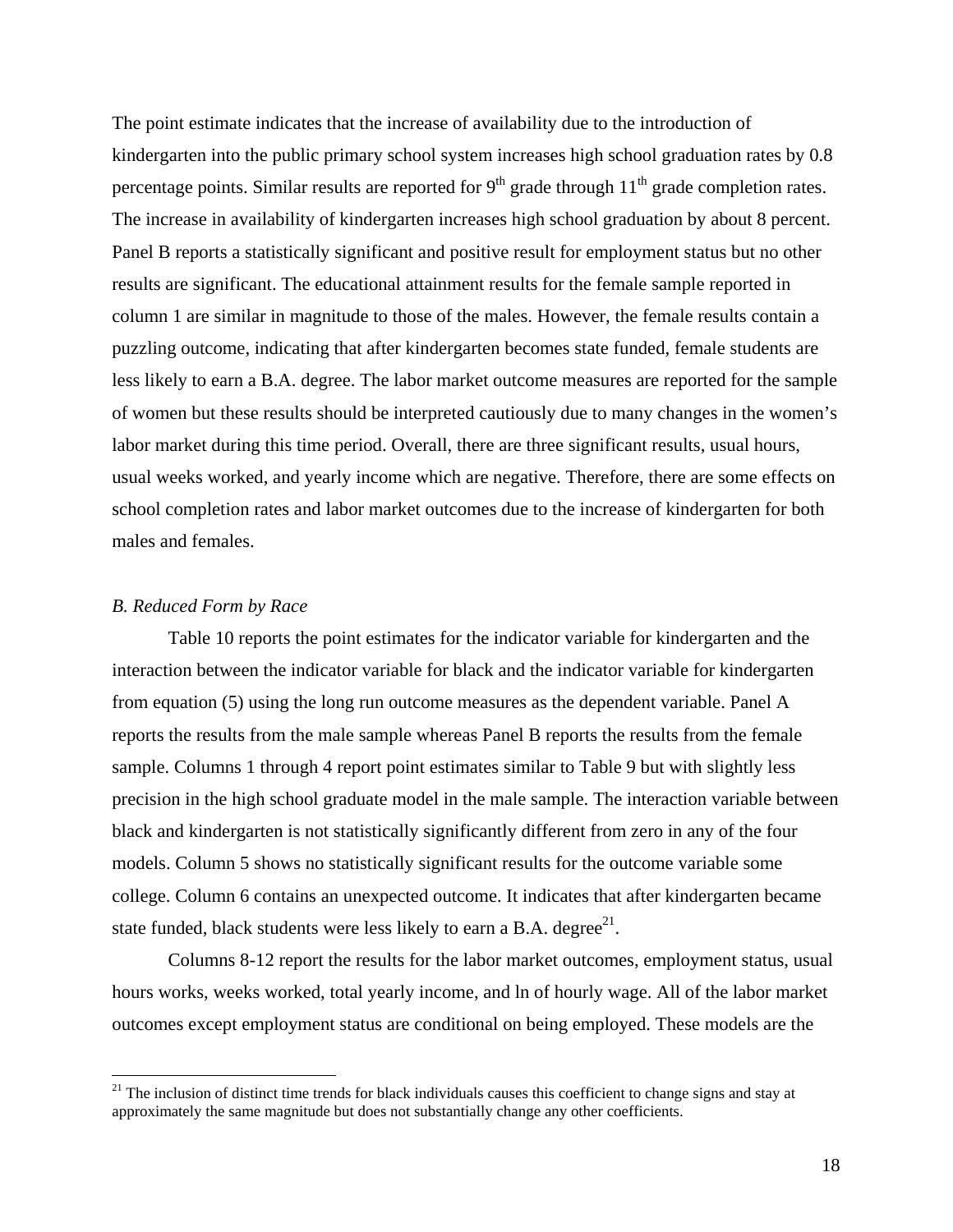The point estimate indicates that the increase of availability due to the introduction of kindergarten into the public primary school system increases high school graduation rates by 0.8 percentage points. Similar results are reported for 9th grade through 11th grade completion rates. The increase in availability of kindergarten increases high school graduation by about 8 percent. Panel B reports a statistically significant and positive result for employment status but no other results are significant. The educational attainment results for the female sample reported in column 1 are similar in magnitude to those of the males. However, the female results contain a puzzling outcome, indicating that after kindergarten becomes state funded, female students are less likely to earn a B.A. degree. The labor market outcome measures are reported for the sample of women but these results should be interpreted cautiously due to many changes in the women's labor market during this time period. Overall, there are three significant results, usual hours, usual weeks worked, and yearly income which are negative. Therefore, there are some effects on school completion rates and labor market outcomes due to the increase of kindergarten for both males and females.

### *B. Reduced Form by Race*

Table 10 reports the point estimates for the indicator variable for kindergarten and the interaction between the indicator variable for black and the indicator variable for kindergarten from equation (5) using the long run outcome measures as the dependent variable. Panel A reports the results from the male sample whereas Panel B reports the results from the female sample. Columns 1 through 4 report point estimates similar to Table 9 but with slightly less precision in the high school graduate model in the male sample. The interaction variable between black and kindergarten is not statistically significantly different from zero in any of the four models. Column 5 shows no statistically significant results for the outcome variable some college. Column 6 contains an unexpected outcome. It indicates that after kindergarten became state funded, black students were less likely to earn a B.A. degree[21].

Columns 8-12 report the results for the labor market outcomes, employment status, usual hours works, weeks worked, total yearly income, and ln of hourly wage. All of the labor market outcomes except employment status are conditional on being employed. These models are the

[21] The inclusion of distinct time trends for black individuals causes this coefficient to change signs and stay at approximately the same magnitude but does not substantially change any other coefficients.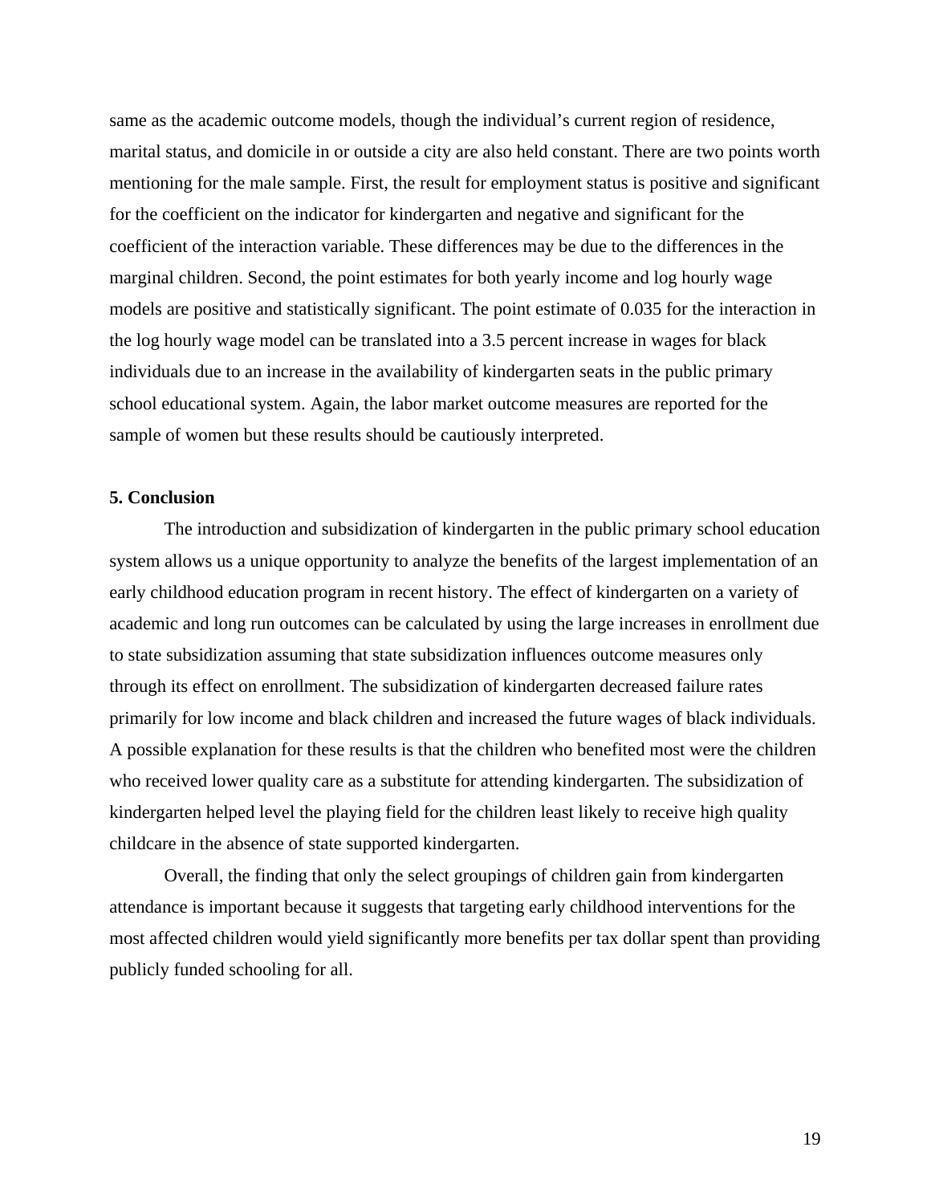same as the academic outcome models, though the individual's current region of residence, marital status, and domicile in or outside a city are also held constant. There are two points worth mentioning for the male sample. First, the result for employment status is positive and significant for the coefficient on the indicator for kindergarten and negative and significant for the coefficient of the interaction variable. These differences may be due to the differences in the marginal children. Second, the point estimates for both yearly income and log hourly wage models are positive and statistically significant. The point estimate of 0.035 for the interaction in the log hourly wage model can be translated into a 3.5 percent increase in wages for black individuals due to an increase in the availability of kindergarten seats in the public primary school educational system. Again, the labor market outcome measures are reported for the sample of women but these results should be cautiously interpreted.

## 5. Conclusion

The introduction and subsidization of kindergarten in the public primary school education system allows us a unique opportunity to analyze the benefits of the largest implementation of an early childhood education program in recent history. The effect of kindergarten on a variety of academic and long run outcomes can be calculated by using the large increases in enrollment due to state subsidization assuming that state subsidization influences outcome measures only through its effect on enrollment. The subsidization of kindergarten decreased failure rates primarily for low income and black children and increased the future wages of black individuals. A possible explanation for these results is that the children who benefited most were the children who received lower quality care as a substitute for attending kindergarten. The subsidization of kindergarten helped level the playing field for the children least likely to receive high quality childcare in the absence of state supported kindergarten.

Overall, the finding that only the select groupings of children gain from kindergarten attendance is important because it suggests that targeting early childhood interventions for the most affected children would yield significantly more benefits per tax dollar spent than providing publicly funded schooling for all.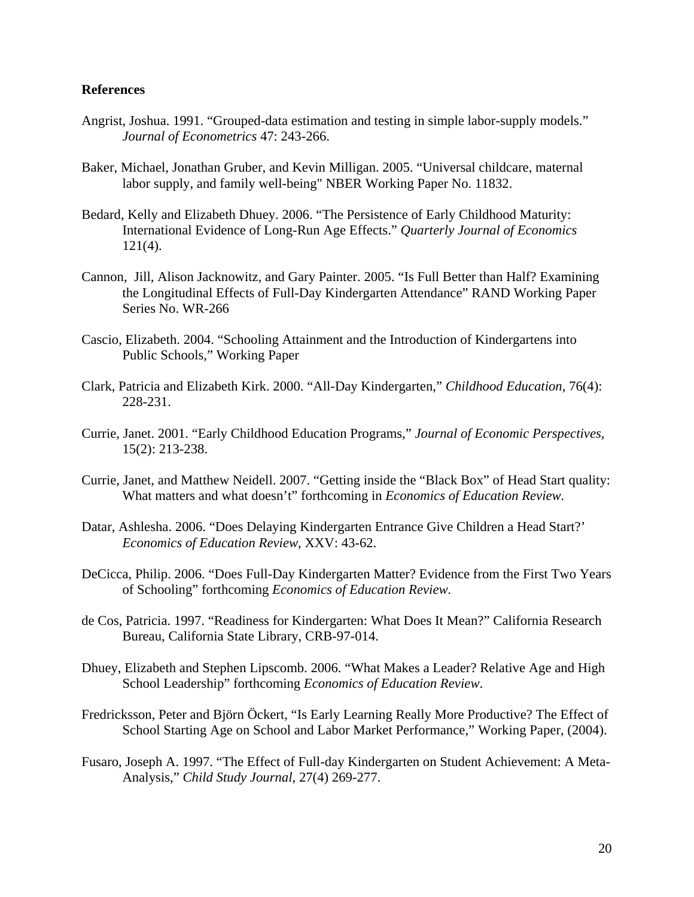**References**

Angrist, Joshua. 1991. "Grouped-data estimation and testing in simple labor-supply models." *Journal of Econometrics* 47: 243-266.

Baker, Michael, Jonathan Gruber, and Kevin Milligan. 2005. "Universal childcare, maternal labor supply, and family well-being" NBER Working Paper No. 11832.

Bedard, Kelly and Elizabeth Dhuey. 2006. "The Persistence of Early Childhood Maturity: International Evidence of Long-Run Age Effects." *Quarterly Journal of Economics* 121(4).

Cannon, Jill, Alison Jacknowitz, and Gary Painter. 2005. "Is Full Better than Half? Examining the Longitudinal Effects of Full-Day Kindergarten Attendance" RAND Working Paper Series No. WR-266

Cascio, Elizabeth. 2004. "Schooling Attainment and the Introduction of Kindergartens into Public Schools," Working Paper

Clark, Patricia and Elizabeth Kirk. 2000. "All-Day Kindergarten," *Childhood Education*, 76(4): 228-231.

Currie, Janet. 2001. "Early Childhood Education Programs," *Journal of Economic Perspectives*, 15(2): 213-238.

Currie, Janet, and Matthew Neidell. 2007. "Getting inside the "Black Box" of Head Start quality: What matters and what doesn't" forthcoming in *Economics of Education Review.*

Datar, Ashlesha. 2006. "Does Delaying Kindergarten Entrance Give Children a Head Start?' *Economics of Education Review*, XXV: 43-62.

DeCicca, Philip. 2006. "Does Full-Day Kindergarten Matter? Evidence from the First Two Years of Schooling" forthcoming *Economics of Education Review.*

de Cos, Patricia. 1997. "Readiness for Kindergarten: What Does It Mean?" California Research Bureau, California State Library, CRB-97-014.

Dhuey, Elizabeth and Stephen Lipscomb. 2006. "What Makes a Leader? Relative Age and High School Leadership" forthcoming *Economics of Education Review*.

Fredricksson, Peter and Björn Öckert, "Is Early Learning Really More Productive? The Effect of School Starting Age on School and Labor Market Performance," Working Paper, (2004).

Fusaro, Joseph A. 1997. "The Effect of Full-day Kindergarten on Student Achievement: A Meta-Analysis," *Child Study Journal*, 27(4) 269-277.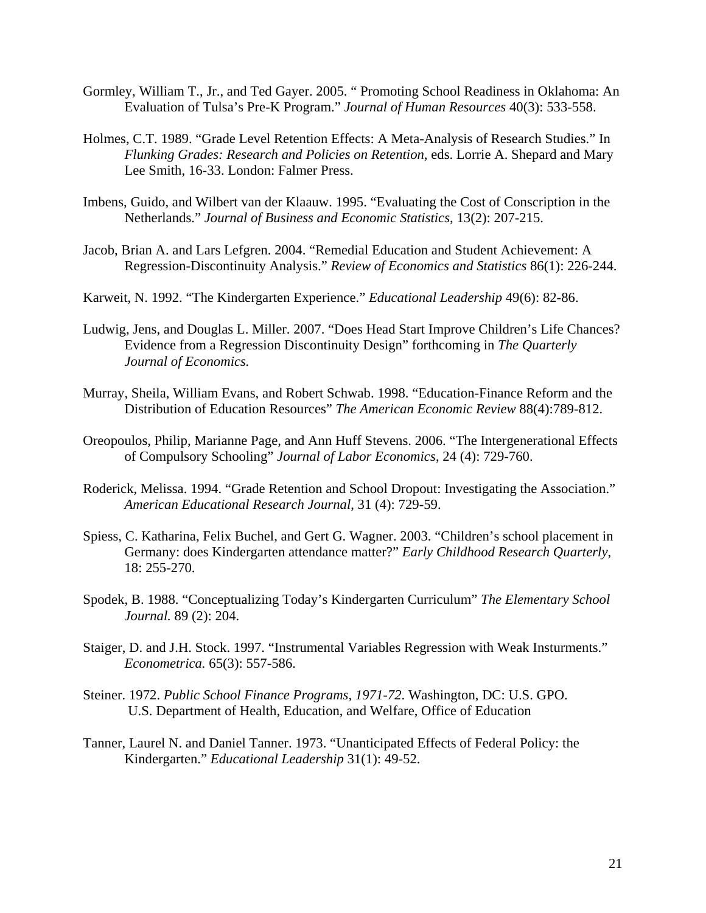Gormley, William T., Jr., and Ted Gayer. 2005. " Promoting School Readiness in Oklahoma: An Evaluation of Tulsa's Pre-K Program." *Journal of Human Resources* 40(3): 533-558.

Holmes, C.T. 1989. "Grade Level Retention Effects: A Meta-Analysis of Research Studies." In *Flunking Grades: Research and Policies on Retention*, eds. Lorrie A. Shepard and Mary Lee Smith, 16-33. London: Falmer Press.

Imbens, Guido, and Wilbert van der Klaauw. 1995. "Evaluating the Cost of Conscription in the Netherlands." *Journal of Business and Economic Statistics*, 13(2): 207-215.

Jacob, Brian A. and Lars Lefgren. 2004. "Remedial Education and Student Achievement: A Regression-Discontinuity Analysis." *Review of Economics and Statistics* 86(1): 226-244.

Karweit, N. 1992. "The Kindergarten Experience." *Educational Leadership* 49(6): 82-86.

Ludwig, Jens, and Douglas L. Miller. 2007. "Does Head Start Improve Children's Life Chances? Evidence from a Regression Discontinuity Design" forthcoming in *The Quarterly Journal of Economics.*

Murray, Sheila, William Evans, and Robert Schwab. 1998. "Education-Finance Reform and the Distribution of Education Resources" *The American Economic Review* 88(4):789-812.

Oreopoulos, Philip, Marianne Page, and Ann Huff Stevens. 2006. "The Intergenerational Effects of Compulsory Schooling" *Journal of Labor Economics*, 24 (4): 729-760.

Roderick, Melissa. 1994. "Grade Retention and School Dropout: Investigating the Association." *American Educational Research Journal*, 31 (4): 729-59.

Spiess, C. Katharina, Felix Buchel, and Gert G. Wagner. 2003. "Children's school placement in Germany: does Kindergarten attendance matter?" *Early Childhood Research Quarterly*, 18: 255-270.

Spodek, B. 1988. "Conceptualizing Today's Kindergarten Curriculum" *The Elementary School Journal.* 89 (2): 204.

Staiger, D. and J.H. Stock. 1997. "Instrumental Variables Regression with Weak Insturments." *Econometrica.* 65(3): 557-586.

Steiner. 1972. *Public School Finance Programs, 1971-72*. Washington, DC: U.S. GPO. U.S. Department of Health, Education, and Welfare, Office of Education

Tanner, Laurel N. and Daniel Tanner. 1973. "Unanticipated Effects of Federal Policy: the Kindergarten." *Educational Leadership* 31(1): 49-52.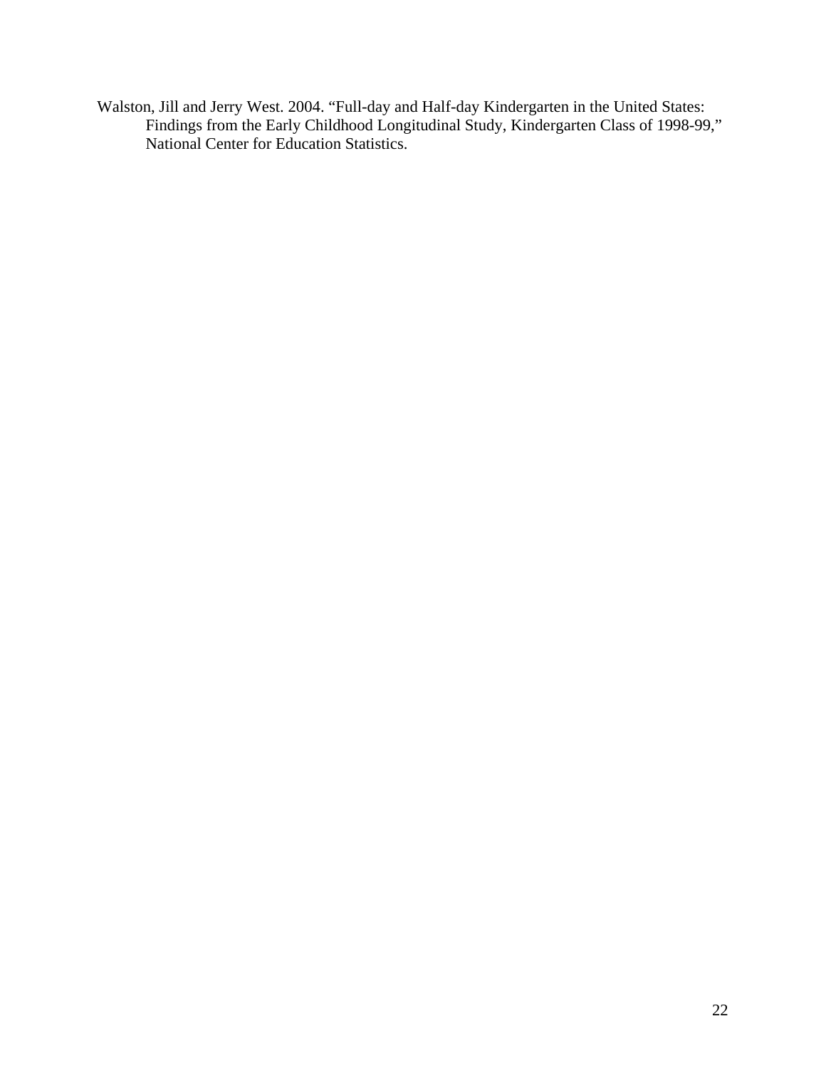Walston, Jill and Jerry West. 2004. “Full-day and Half-day Kindergarten in the United States: Findings from the Early Childhood Longitudinal Study, Kindergarten Class of 1998-99,” National Center for Education Statistics.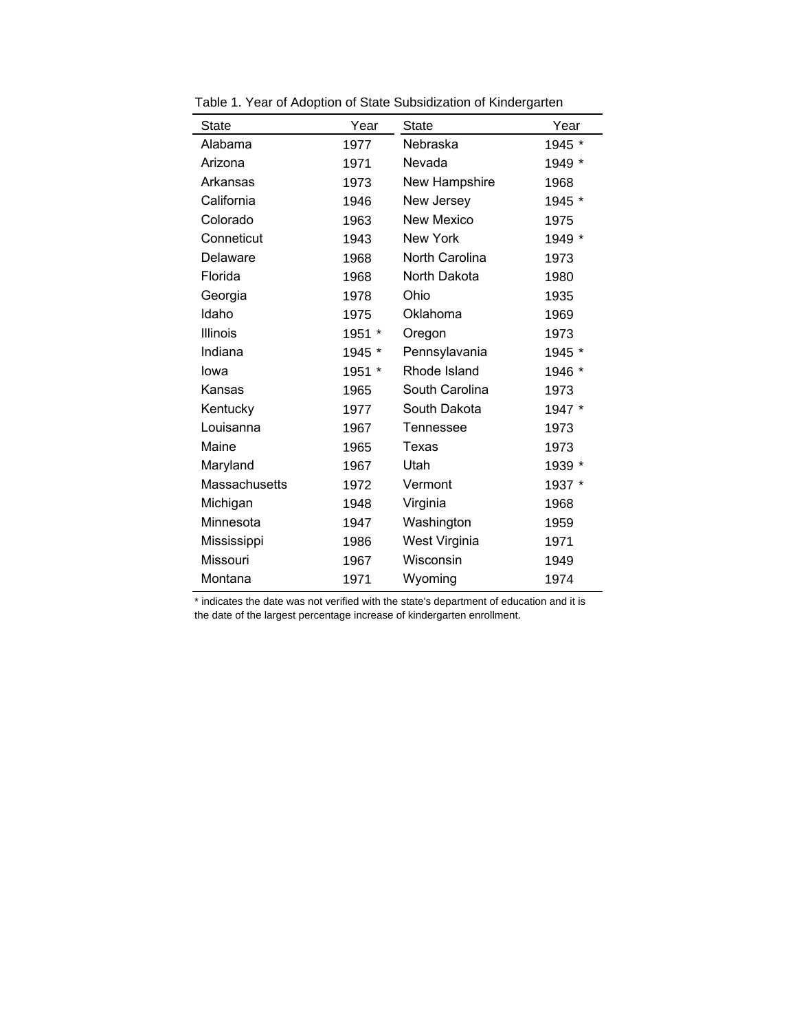Table 1. Year of Adoption of State Subsidization of Kindergarten

| State | Year | State | Year |
|---|---|---|---|
| Alabama | 1977 | Nebraska | 1945 * |
| Arizona | 1971 | Nevada | 1949 * |
| Arkansas | 1973 | New Hampshire | 1968 |
| California | 1946 | New Jersey | 1945 * |
| Colorado | 1963 | New Mexico | 1975 |
| Conneticut | 1943 | New York | 1949 * |
| Delaware | 1968 | North Carolina | 1973 |
| Florida | 1968 | North Dakota | 1980 |
| Georgia | 1978 | Ohio | 1935 |
| Idaho | 1975 | Oklahoma | 1969 |
| Illinois | 1951 * | Oregon | 1973 |
| Indiana | 1945 * | Pennsylavania | 1945 * |
| Iowa | 1951 * | Rhode Island | 1946 * |
| Kansas | 1965 | South Carolina | 1973 |
| Kentucky | 1977 | South Dakota | 1947 * |
| Louisanna | 1967 | Tennessee | 1973 |
| Maine | 1965 | Texas | 1973 |
| Maryland | 1967 | Utah | 1939 * |
| Massachusetts | 1972 | Vermont | 1937 * |
| Michigan | 1948 | Virginia | 1968 |
| Minnesota | 1947 | Washington | 1959 |
| Mississippi | 1986 | West Virginia | 1971 |
| Missouri | 1967 | Wisconsin | 1949 |
| Montana | 1971 | Wyoming | 1974 |

* indicates the date was not verified with the state's department of education and it is the date of the largest percentage increase of kindergarten enrollment.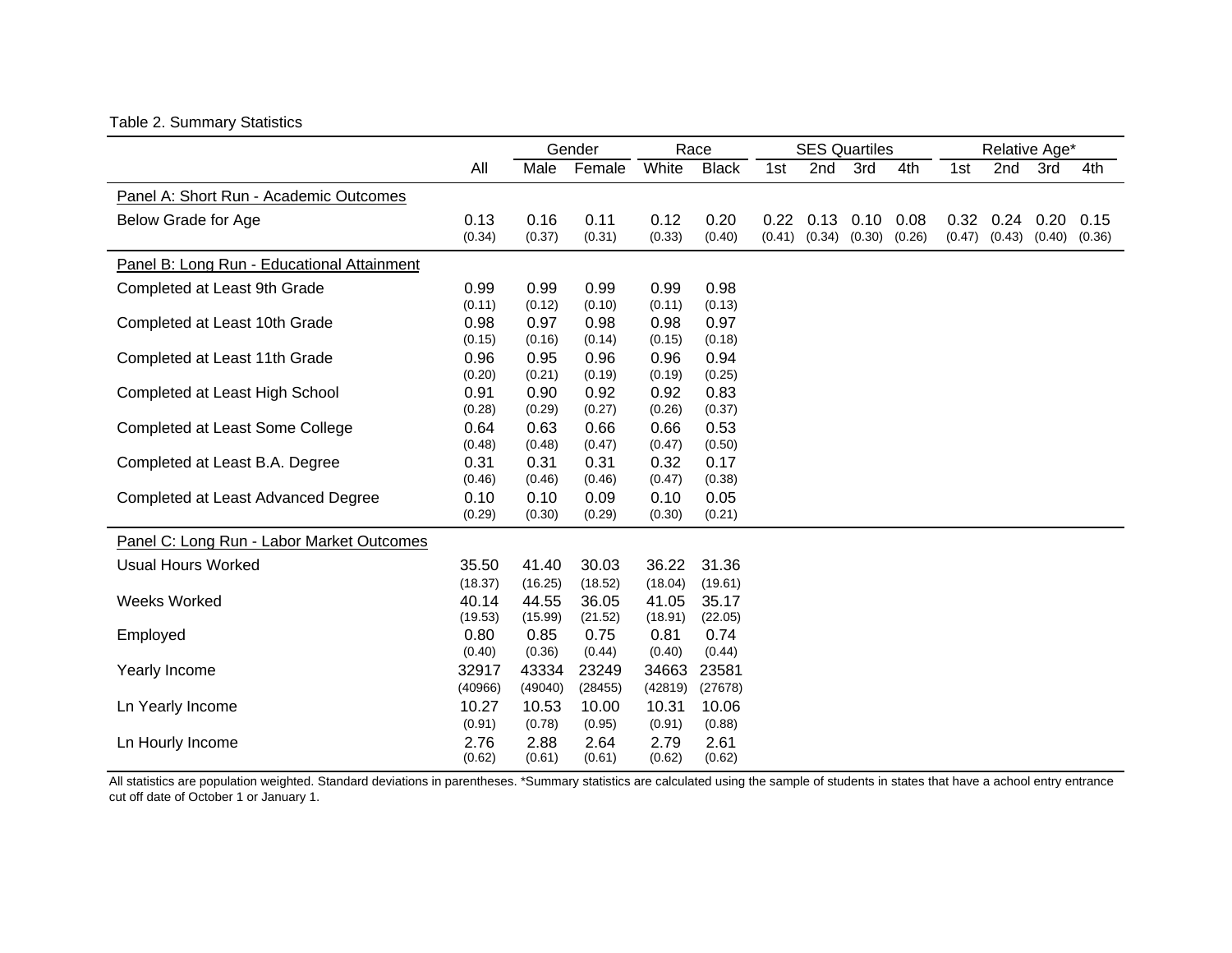Table 2. Summary Statistics

| | All | Gender | | Race | | SES Quartiles | | | | Relative Age* | | | |
|---|---|---|---|---|---|---|---|---|---|---|---|---|---|
| | | Male | Female | White | Black | 1st | 2nd | 3rd | 4th | 1st | 2nd | 3rd | 4th |
| Panel A: Short Run - Academic Outcomes | | | | | | | | | | | | | |
| Below Grade for Age | 0.13 | 0.16 | 0.11 | 0.12 | 0.20 | 0.22 | 0.13 | 0.10 | 0.08 | 0.32 | 0.24 | 0.20 | 0.15 |
| | (0.34) | (0.37) | (0.31) | (0.33) | (0.40) | (0.41) | (0.34) | (0.30) | (0.26) | (0.47) | (0.43) | (0.40) | (0.36) |
| Panel B: Long Run - Educational Attainment | | | | | | | | | | | | | |
| Completed at Least 9th Grade | 0.99 | 0.99 | 0.99 | 0.99 | 0.98 | | | | | | | | |
| | (0.11) | (0.12) | (0.10) | (0.11) | (0.13) | | | | | | | | |
| Completed at Least 10th Grade | 0.98 | 0.97 | 0.98 | 0.98 | 0.97 | | | | | | | | |
| | (0.15) | (0.16) | (0.14) | (0.15) | (0.18) | | | | | | | | |
| Completed at Least 11th Grade | 0.96 | 0.95 | 0.96 | 0.96 | 0.94 | | | | | | | | |
| | (0.20) | (0.21) | (0.19) | (0.19) | (0.25) | | | | | | | | |
| Completed at Least High School | 0.91 | 0.90 | 0.92 | 0.92 | 0.83 | | | | | | | | |
| | (0.28) | (0.29) | (0.27) | (0.26) | (0.37) | | | | | | | | |
| Completed at Least Some College | 0.64 | 0.63 | 0.66 | 0.66 | 0.53 | | | | | | | | |
| | (0.48) | (0.48) | (0.47) | (0.47) | (0.50) | | | | | | | | |
| Completed at Least B.A. Degree | 0.31 | 0.31 | 0.31 | 0.32 | 0.17 | | | | | | | | |
| | (0.46) | (0.46) | (0.46) | (0.47) | (0.38) | | | | | | | | |
| Completed at Least Advanced Degree | 0.10 | 0.10 | 0.09 | 0.10 | 0.05 | | | | | | | | |
| | (0.29) | (0.30) | (0.29) | (0.30) | (0.21) | | | | | | | | |
| Panel C: Long Run - Labor Market Outcomes | | | | | | | | | | | | | |
| Usual Hours Worked | 35.50 | 41.40 | 30.03 | 36.22 | 31.36 | | | | | | | | |
| | (18.37) | (16.25) | (18.52) | (18.04) | (19.61) | | | | | | | | |
| Weeks Worked | 40.14 | 44.55 | 36.05 | 41.05 | 35.17 | | | | | | | | |
| | (19.53) | (15.99) | (21.52) | (18.91) | (22.05) | | | | | | | | |
| Employed | 0.80 | 0.85 | 0.75 | 0.81 | 0.74 | | | | | | | | |
| | (0.40) | (0.36) | (0.44) | (0.40) | (0.44) | | | | | | | | |
| Yearly Income | 32917 | 43334 | 23249 | 34663 | 23581 | | | | | | | | |
| | (40966) | (49040) | (28455) | (42819) | (27678) | | | | | | | | |
| Ln Yearly Income | 10.27 | 10.53 | 10.00 | 10.31 | 10.06 | | | | | | | | |
| | (0.91) | (0.78) | (0.95) | (0.91) | (0.88) | | | | | | | | |
| Ln Hourly Income | 2.76 | 2.88 | 2.64 | 2.79 | 2.61 | | | | | | | | |
| | (0.62) | (0.61) | (0.61) | (0.62) | (0.62) | | | | | | | | |

All statistics are population weighted. Standard deviations in parentheses. *Summary statistics are calculated using the sample of students in states that have a school entry entrance cut off date of October 1 or January 1.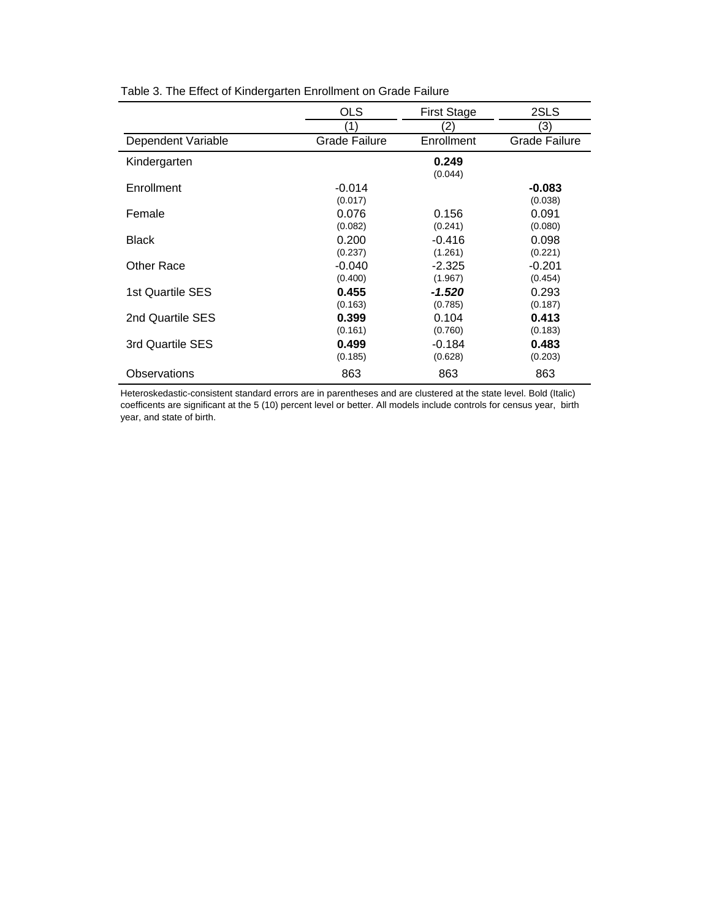Table 3. The Effect of Kindergarten Enrollment on Grade Failure

| | OLS | First Stage | 2SLS |
|---|---|---|---|
| | (1) | (2) | (3) |
| Dependent Variable | Grade Failure | Enrollment | Grade Failure |
| Kindergarten | | **0.249** | |
| | | (0.044) | |
| Enrollment | -0.014 | | **-0.083** |
| | (0.017) | | (0.038) |
| Female | 0.076 | 0.156 | 0.091 |
| | (0.082) | (0.241) | (0.080) |
| Black | 0.200 | -0.416 | 0.098 |
| | (0.237) | (1.261) | (0.221) |
| Other Race | -0.040 | -2.325 | -0.201 |
| | (0.400) | (1.967) | (0.454) |
| 1st Quartile SES | **0.455** | ***-1.520*** | 0.293 |
| | (0.163) | (0.785) | (0.187) |
| 2nd Quartile SES | **0.399** | 0.104 | **0.413** |
| | (0.161) | (0.760) | (0.183) |
| 3rd Quartile SES | **0.499** | -0.184 | **0.483** |
| | (0.185) | (0.628) | (0.203) |
| Observations | 863 | 863 | 863 |

Heteroskedastic-consistent standard errors are in parentheses and are clustered at the state level. Bold (Italic) coefficents are significant at the 5 (10) percent level or better. All models include controls for census year, birth year, and state of birth.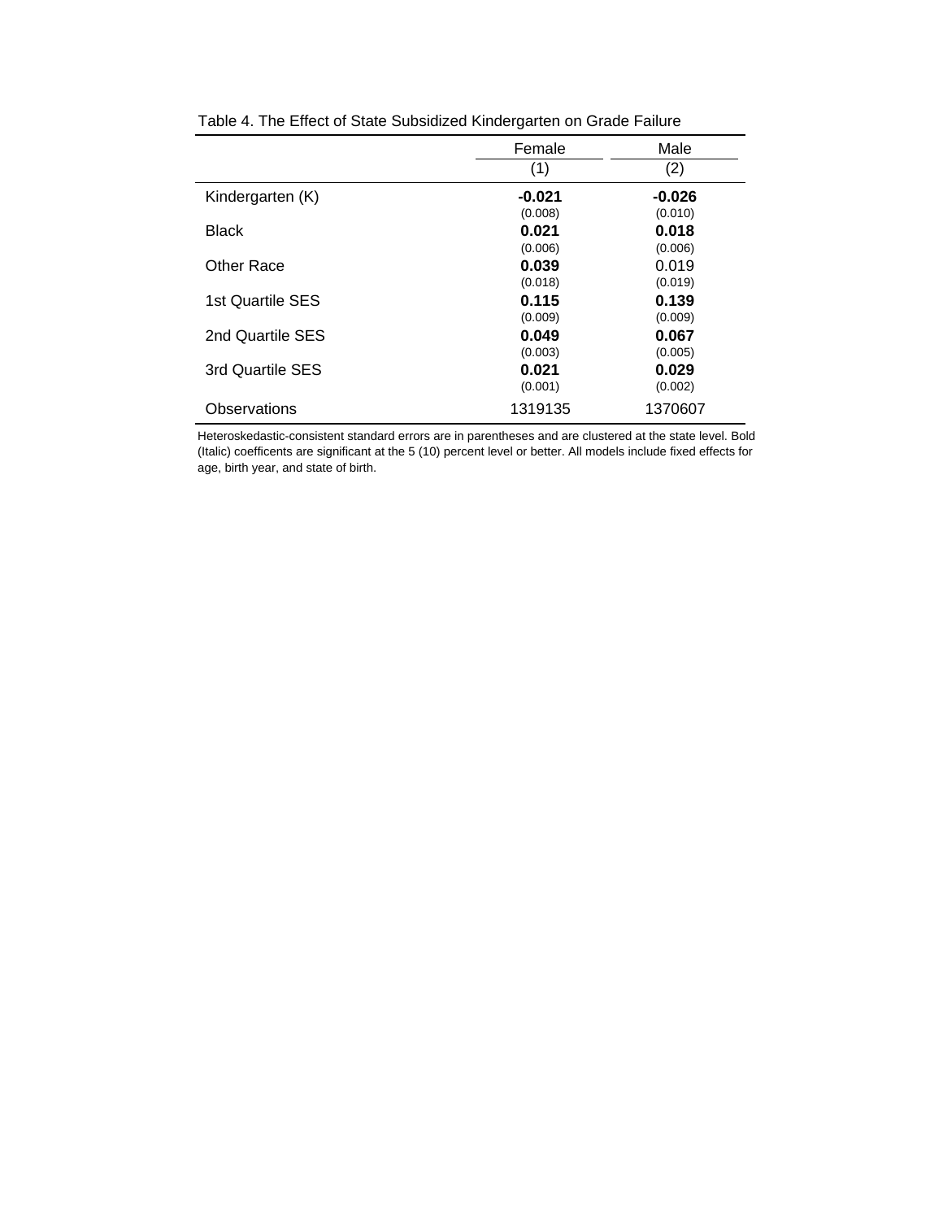Table 4. The Effect of State Subsidized Kindergarten on Grade Failure

| | Female | Male |
|---|---|---|
| | (1) | (2) |
| Kindergarten (K) | **-0.021** | **-0.026** |
| | (0.008) | (0.010) |
| Black | **0.021** | **0.018** |
| | (0.006) | (0.006) |
| Other Race | **0.039** | 0.019 |
| | (0.018) | (0.019) |
| 1st Quartile SES | **0.115** | **0.139** |
| | (0.009) | (0.009) |
| 2nd Quartile SES | **0.049** | **0.067** |
| | (0.003) | (0.005) |
| 3rd Quartile SES | **0.021** | **0.029** |
| | (0.001) | (0.002) |
| Observations | 1319135 | 1370607 |

Heteroskedastic-consistent standard errors are in parentheses and are clustered at the state level. Bold (Italic) coefficents are significant at the 5 (10) percent level or better. All models include fixed effects for age, birth year, and state of birth.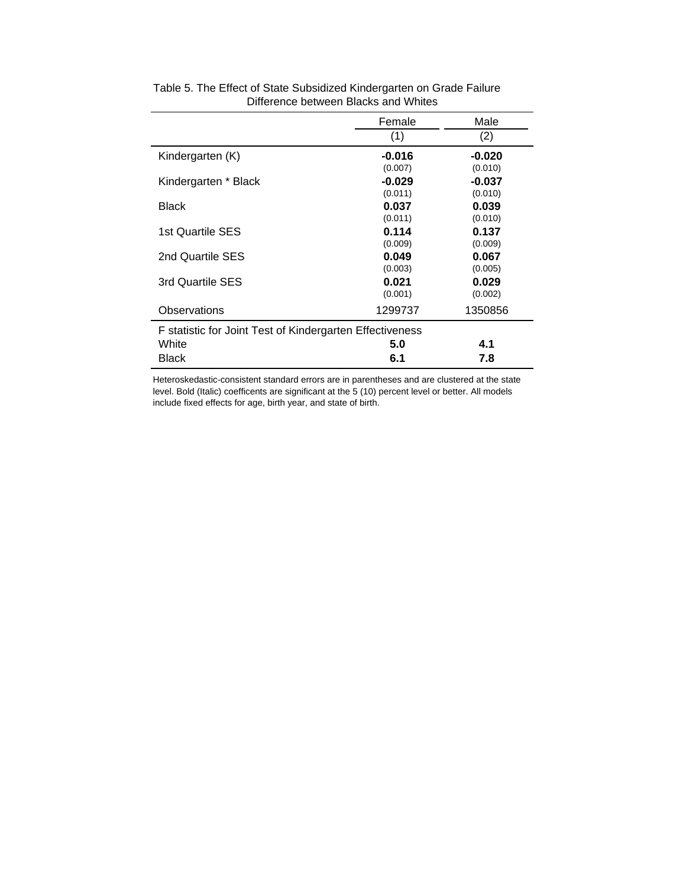Table 5. The Effect of State Subsidized Kindergarten on Grade Failure
Difference between Blacks and Whites

| | Female | Male |
|---|---|---|
| | (1) | (2) |
| Kindergarten (K) | **-0.016** | **-0.020** |
| | (0.007) | (0.010) |
| Kindergarten * Black | **-0.029** | **-0.037** |
| | (0.011) | (0.010) |
| Black | **0.037** | **0.039** |
| | (0.011) | (0.010) |
| 1st Quartile SES | **0.114** | **0.137** |
| | (0.009) | (0.009) |
| 2nd Quartile SES | **0.049** | **0.067** |
| | (0.003) | (0.005) |
| 3rd Quartile SES | **0.021** | **0.029** |
| | (0.001) | (0.002) |
| Observations | 1299737 | 1350856 |
| F statistic for Joint Test of Kindergarten Effectiveness | | |
| White | **5.0** | **4.1** |
| Black | **6.1** | **7.8** |

Heteroskedastic-consistent standard errors are in parentheses and are clustered at the state level. Bold (Italic) coefficents are significant at the 5 (10) percent level or better. All models include fixed effects for age, birth year, and state of birth.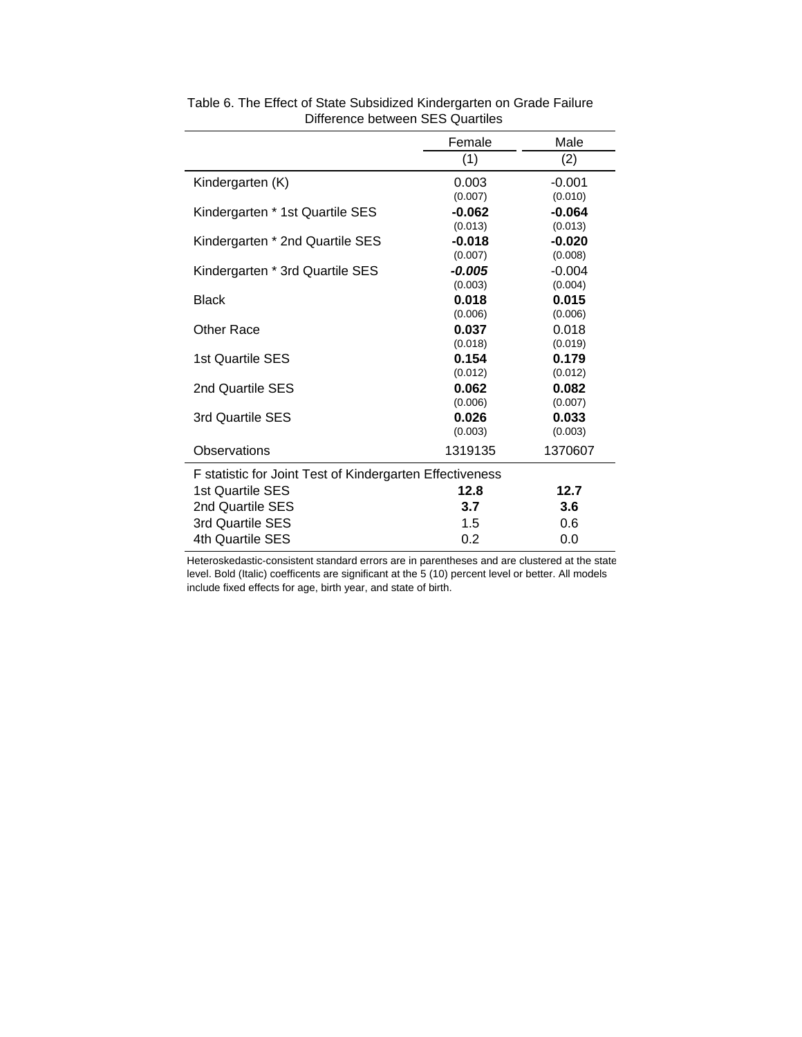Table 6. The Effect of State Subsidized Kindergarten on Grade Failure
Difference between SES Quartiles

| | Female | Male |
|---|---|---|
| | (1) | (2) |
| Kindergarten (K) | 0.003 | -0.001 |
| | (0.007) | (0.010) |
| Kindergarten * 1st Quartile SES | **-0.062** | **-0.064** |
| | (0.013) | (0.013) |
| Kindergarten * 2nd Quartile SES | **-0.018** | **-0.020** |
| | (0.007) | (0.008) |
| Kindergarten * 3rd Quartile SES | ***-0.005*** | -0.004 |
| | (0.003) | (0.004) |
| Black | **0.018** | **0.015** |
| | (0.006) | (0.006) |
| Other Race | **0.037** | 0.018 |
| | (0.018) | (0.019) |
| 1st Quartile SES | **0.154** | **0.179** |
| | (0.012) | (0.012) |
| 2nd Quartile SES | **0.062** | **0.082** |
| | (0.006) | (0.007) |
| 3rd Quartile SES | **0.026** | **0.033** |
| | (0.003) | (0.003) |
| Observations | 1319135 | 1370607 |
| F statistic for Joint Test of Kindergarten Effectiveness | | |
| 1st Quartile SES | **12.8** | **12.7** |
| 2nd Quartile SES | **3.7** | **3.6** |
| 3rd Quartile SES | 1.5 | 0.6 |
| 4th Quartile SES | 0.2 | 0.0 |

Heteroskedastic-consistent standard errors are in parentheses and are clustered at the state level. Bold (Italic) coefficents are significant at the 5 (10) percent level or better. All models include fixed effects for age, birth year, and state of birth.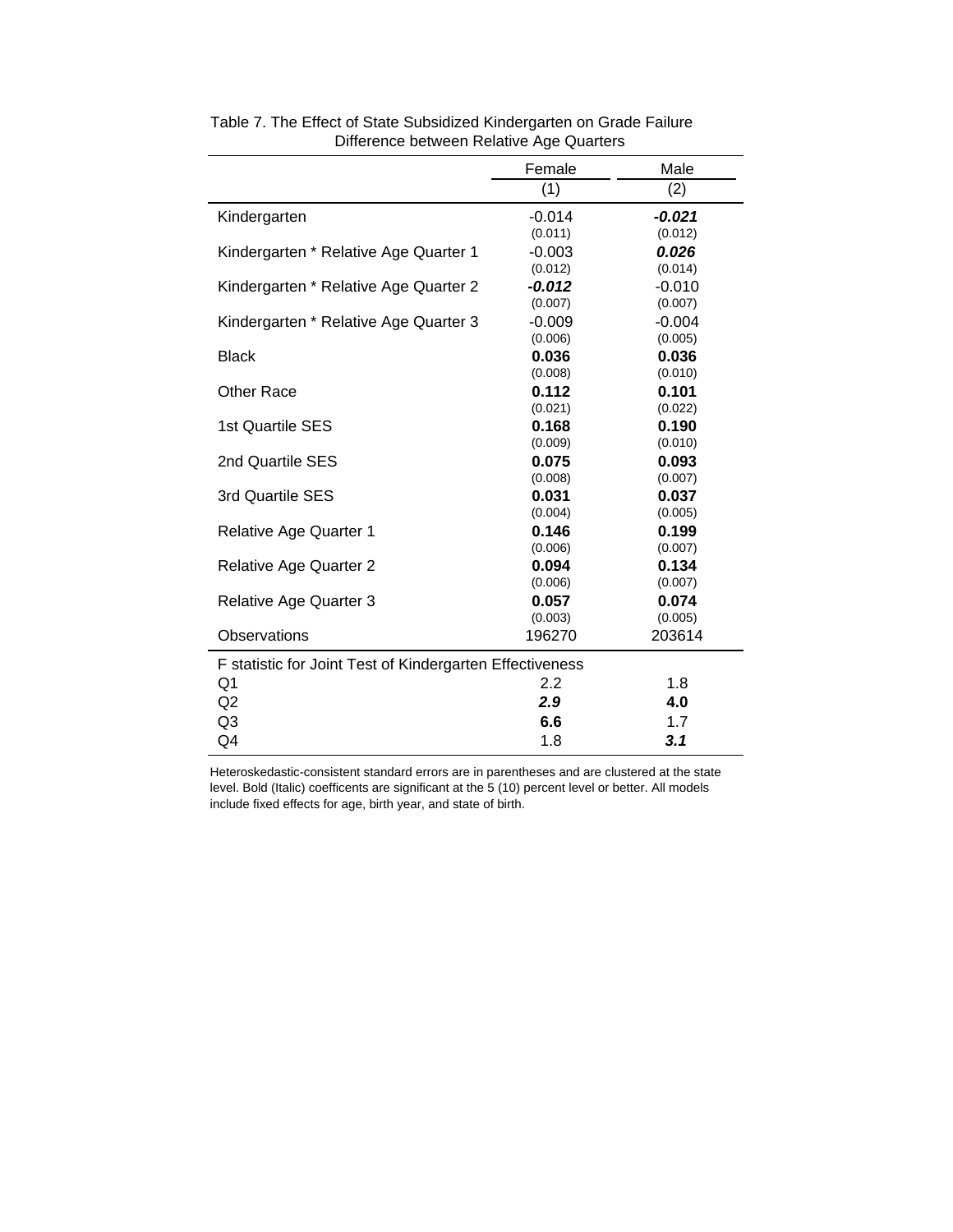Table 7. The Effect of State Subsidized Kindergarten on Grade Failure
Difference between Relative Age Quarters

| | Female | Male |
|---|---|---|
| | (1) | (2) |
| Kindergarten | -0.014 | ***-0.021*** |
| | (0.011) | (0.012) |
| Kindergarten * Relative Age Quarter 1 | -0.003 | ***0.026*** |
| | (0.012) | (0.014) |
| Kindergarten * Relative Age Quarter 2 | ***-0.012*** | -0.010 |
| | (0.007) | (0.007) |
| Kindergarten * Relative Age Quarter 3 | -0.009 | -0.004 |
| | (0.006) | (0.005) |
| Black | **0.036** | **0.036** |
| | (0.008) | (0.010) |
| Other Race | **0.112** | **0.101** |
| | (0.021) | (0.022) |
| 1st Quartile SES | **0.168** | **0.190** |
| | (0.009) | (0.010) |
| 2nd Quartile SES | **0.075** | **0.093** |
| | (0.008) | (0.007) |
| 3rd Quartile SES | **0.031** | **0.037** |
| | (0.004) | (0.005) |
| Relative Age Quarter 1 | **0.146** | **0.199** |
| | (0.006) | (0.007) |
| Relative Age Quarter 2 | **0.094** | **0.134** |
| | (0.006) | (0.007) |
| Relative Age Quarter 3 | **0.057** | **0.074** |
| | (0.003) | (0.005) |
| Observations | 196270 | 203614 |
| F statistic for Joint Test of Kindergarten Effectiveness | | |
| Q1 | 2.2 | 1.8 |
| Q2 | ***2.9*** | **4.0** |
| Q3 | **6.6** | 1.7 |
| Q4 | 1.8 | ***3.1*** |

Heteroskedastic-consistent standard errors are in parentheses and are clustered at the state level. Bold (Italic) coefficents are significant at the 5 (10) percent level or better. All models include fixed effects for age, birth year, and state of birth.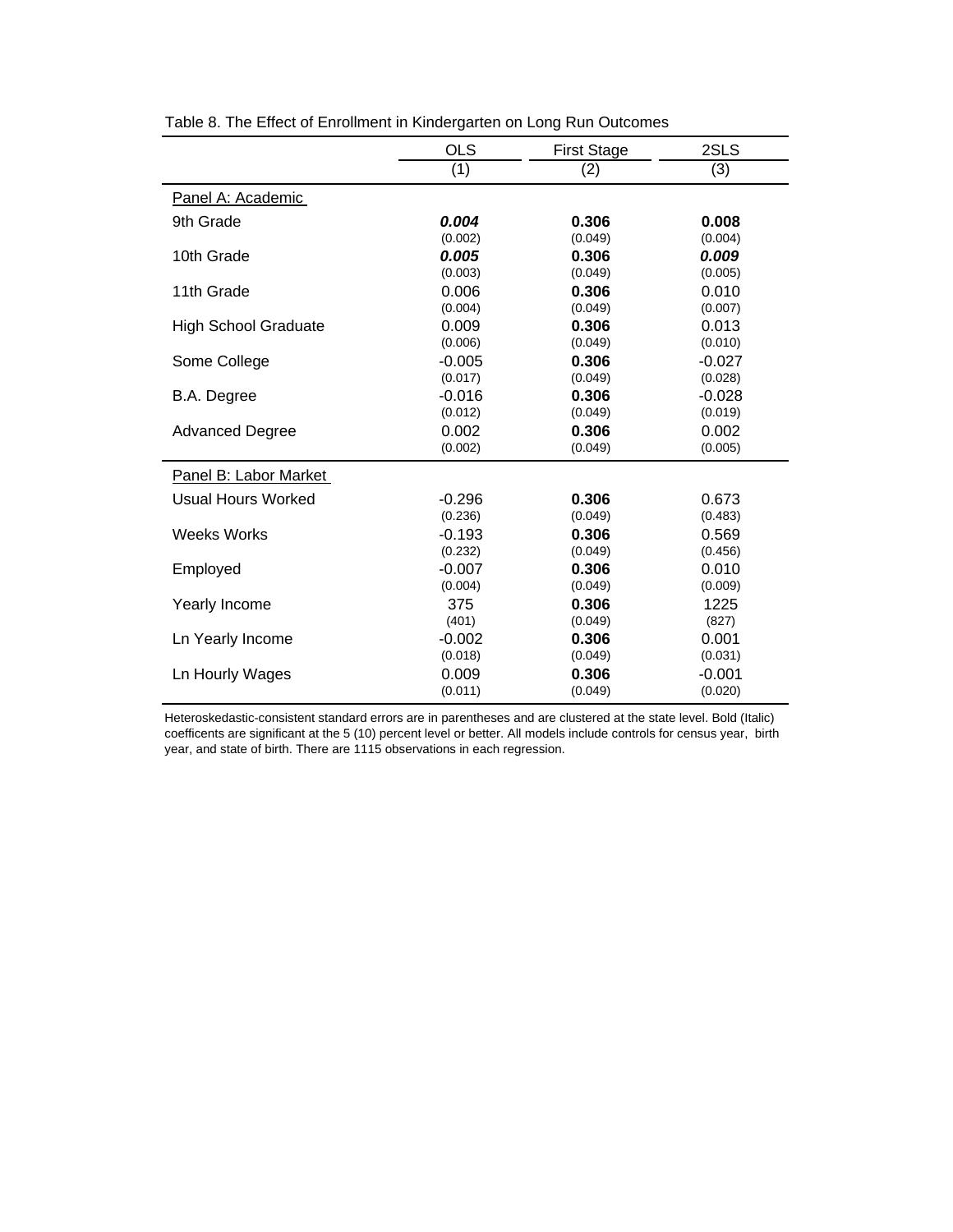Table 8. The Effect of Enrollment in Kindergarten on Long Run Outcomes

| | OLS | First Stage | 2SLS |
|---|---|---|---|
| | (1) | (2) | (3) |
| Panel A: Academic | | | |
| 9th Grade | ***0.004*** | **0.306** | **0.008** |
| | (0.002) | (0.049) | (0.004) |
| 10th Grade | ***0.005*** | **0.306** | ***0.009*** |
| | (0.003) | (0.049) | (0.005) |
| 11th Grade | 0.006 | **0.306** | 0.010 |
| | (0.004) | (0.049) | (0.007) |
| High School Graduate | 0.009 | **0.306** | 0.013 |
| | (0.006) | (0.049) | (0.010) |
| Some College | -0.005 | **0.306** | -0.027 |
| | (0.017) | (0.049) | (0.028) |
| B.A. Degree | -0.016 | **0.306** | -0.028 |
| | (0.012) | (0.049) | (0.019) |
| Advanced Degree | 0.002 | **0.306** | 0.002 |
| | (0.002) | (0.049) | (0.005) |
| Panel B: Labor Market | | | |
| Usual Hours Worked | -0.296 | **0.306** | 0.673 |
| | (0.236) | (0.049) | (0.483) |
| Weeks Works | -0.193 | **0.306** | 0.569 |
| | (0.232) | (0.049) | (0.456) |
| Employed | -0.007 | **0.306** | 0.010 |
| | (0.004) | (0.049) | (0.009) |
| Yearly Income | 375 | **0.306** | 1225 |
| | (401) | (0.049) | (827) |
| Ln Yearly Income | -0.002 | **0.306** | 0.001 |
| | (0.018) | (0.049) | (0.031) |
| Ln Hourly Wages | 0.009 | **0.306** | -0.001 |
| | (0.011) | (0.049) | (0.020) |

Heteroskedastic-consistent standard errors are in parentheses and are clustered at the state level. Bold (Italic) coefficents are significant at the 5 (10) percent level or better. All models include controls for census year, birth year, and state of birth. There are 1115 observations in each regression.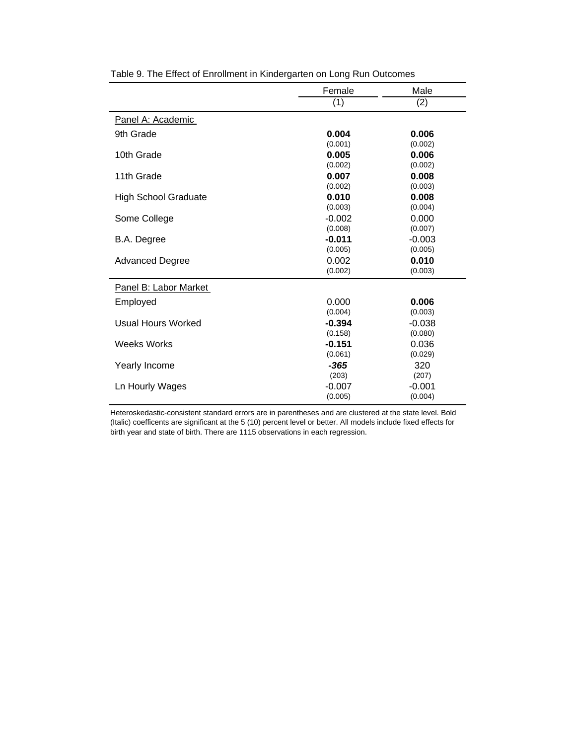Table 9. The Effect of Enrollment in Kindergarten on Long Run Outcomes

| | Female | Male |
|---|---|---|
| | (1) | (2) |
| Panel A: Academic | | |
| 9th Grade | **0.004** | **0.006** |
| | (0.001) | (0.002) |
| 10th Grade | **0.005** | **0.006** |
| | (0.002) | (0.002) |
| 11th Grade | **0.007** | **0.008** |
| | (0.002) | (0.003) |
| High School Graduate | **0.010** | **0.008** |
| | (0.003) | (0.004) |
| Some College | -0.002 | 0.000 |
| | (0.008) | (0.007) |
| B.A. Degree | **-0.011** | -0.003 |
| | (0.005) | (0.005) |
| Advanced Degree | 0.002 | **0.010** |
| | (0.002) | (0.003) |
| Panel B: Labor Market | | |
| Employed | 0.000 | **0.006** |
| | (0.004) | (0.003) |
| Usual Hours Worked | **-0.394** | -0.038 |
| | (0.158) | (0.080) |
| Weeks Works | **-0.151** | 0.036 |
| | (0.061) | (0.029) |
| Yearly Income | ***-365*** | 320 |
| | (203) | (207) |
| Ln Hourly Wages | -0.007 | -0.001 |
| | (0.005) | (0.004) |

Heteroskedastic-consistent standard errors are in parentheses and are clustered at the state level. Bold (Italic) coefficents are significant at the 5 (10) percent level or better. All models include fixed effects for birth year and state of birth. There are 1115 observations in each regression.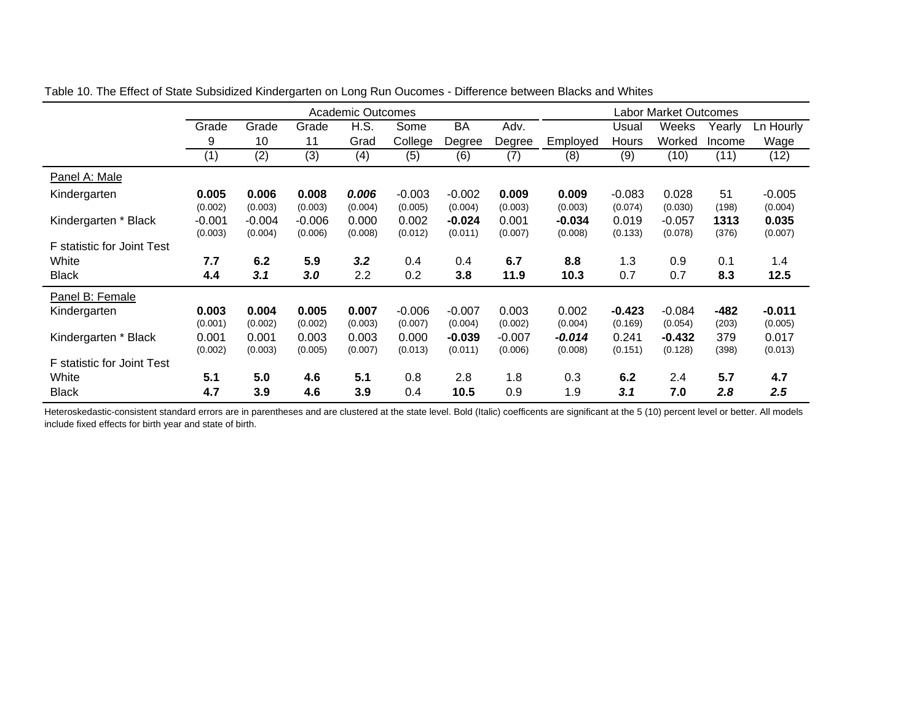Table 10. The Effect of State Subsidized Kindergarten on Long Run Oucomes - Difference between Blacks and Whites

| | Academic Outcomes | | | | | | | Labor Market Outcomes | | | | |
|---|---|---|---|---|---|---|---|---|---|---|---|---|
| | Grade 9 | Grade 10 | Grade 11 | H.S. Grad | Some College | BA Degree | Adv. Degree | Employed | Usual Hours | Weeks Worked | Yearly Income | Ln Hourly Wage |
| | (1) | (2) | (3) | (4) | (5) | (6) | (7) | (8) | (9) | (10) | (11) | (12) |
| Panel A: Male | | | | | | | | | | | | |
| Kindergarten | **0.005** | **0.006** | **0.008** | ***0.006*** | -0.003 | -0.002 | **0.009** | **0.009** | -0.083 | 0.028 | 51 | -0.005 |
| | (0.002) | (0.003) | (0.003) | (0.004) | (0.005) | (0.004) | (0.003) | (0.003) | (0.074) | (0.030) | (198) | (0.004) |
| Kindergarten * Black | -0.001 | -0.004 | -0.006 | 0.000 | 0.002 | **-0.024** | 0.001 | **-0.034** | 0.019 | -0.057 | **1313** | **0.035** |
| | (0.003) | (0.004) | (0.006) | (0.008) | (0.012) | (0.011) | (0.007) | (0.008) | (0.133) | (0.078) | (376) | (0.007) |
| F statistic for Joint Test | | | | | | | | | | | | |
| White | **7.7** | **6.2** | **5.9** | ***3.2*** | 0.4 | 0.4 | **6.7** | **8.8** | 1.3 | 0.9 | 0.1 | 1.4 |
| Black | **4.4** | ***3.1*** | ***3.0*** | 2.2 | 0.2 | **3.8** | **11.9** | **10.3** | 0.7 | 0.7 | **8.3** | **12.5** |
| Panel B: Female | | | | | | | | | | | | |
| Kindergarten | **0.003** | **0.004** | **0.005** | **0.007** | -0.006 | -0.007 | 0.003 | 0.002 | **-0.423** | -0.084 | **-482** | **-0.011** |
| | (0.001) | (0.002) | (0.002) | (0.003) | (0.007) | (0.004) | (0.002) | (0.004) | (0.169) | (0.054) | (203) | (0.005) |
| Kindergarten * Black | 0.001 | 0.001 | 0.003 | 0.003 | 0.000 | **-0.039** | -0.007 | ***-0.014*** | 0.241 | **-0.432** | 379 | 0.017 |
| | (0.002) | (0.003) | (0.005) | (0.007) | (0.013) | (0.011) | (0.006) | (0.008) | (0.151) | (0.128) | (398) | (0.013) |
| F statistic for Joint Test | | | | | | | | | | | | |
| White | **5.1** | **5.0** | **4.6** | **5.1** | 0.8 | 2.8 | 1.8 | 0.3 | **6.2** | 2.4 | **5.7** | **4.7** |
| Black | **4.7** | **3.9** | **4.6** | **3.9** | 0.4 | **10.5** | 0.9 | 1.9 | ***3.1*** | **7.0** | ***2.8*** | ***2.5*** |

Heteroskedastic-consistent standard errors are in parentheses and are clustered at the state level. Bold (Italic) coefficents are significant at the 5 (10) percent level or better. All models include fixed effects for birth year and state of birth.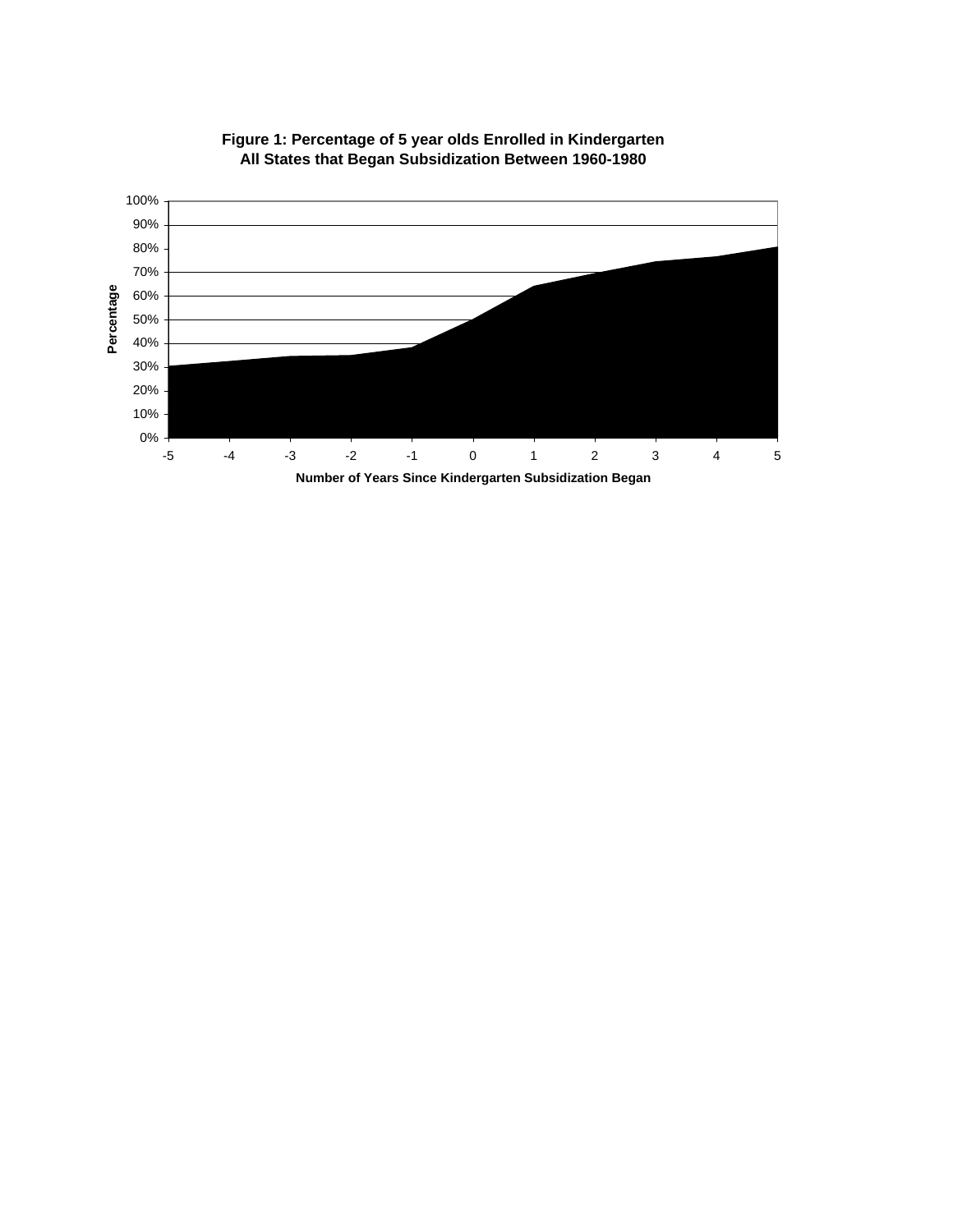**Figure 1: Percentage of 5 year olds Enrolled in Kindergarten**
**All States that Began Subsidization Between 1960-1980**

Percentage

100%
90%
80%
70%
60%
50%
40%
30%
20%
10%
0%

-5 -4 -3 -2 -1 0 1 2 3 4 5

**Number of Years Since Kindergarten Subsidization Began**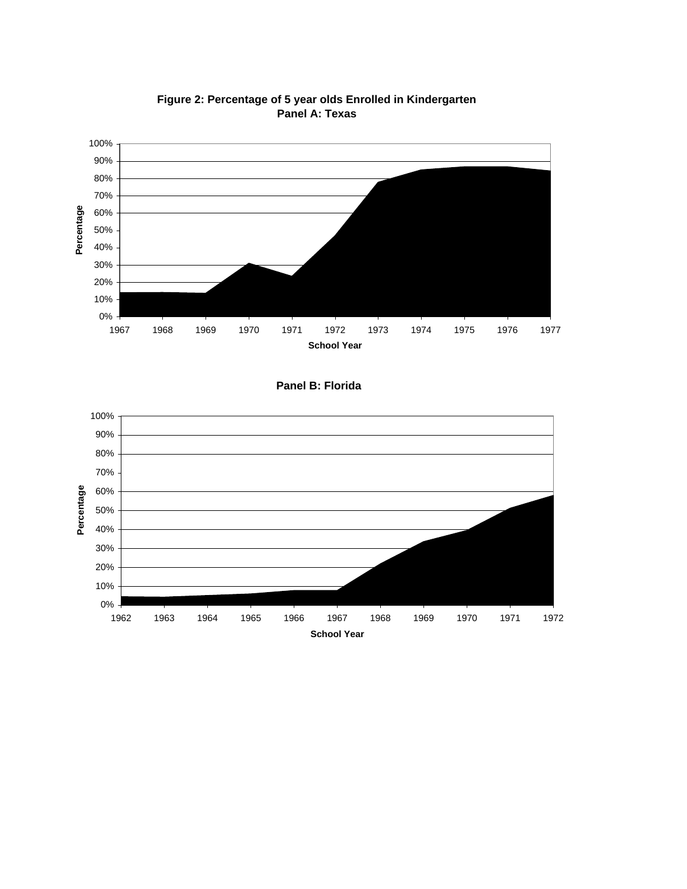**Figure 2: Percentage of 5 year olds Enrolled in Kindergarten**
**Panel A: Texas**

**Panel B: Florida**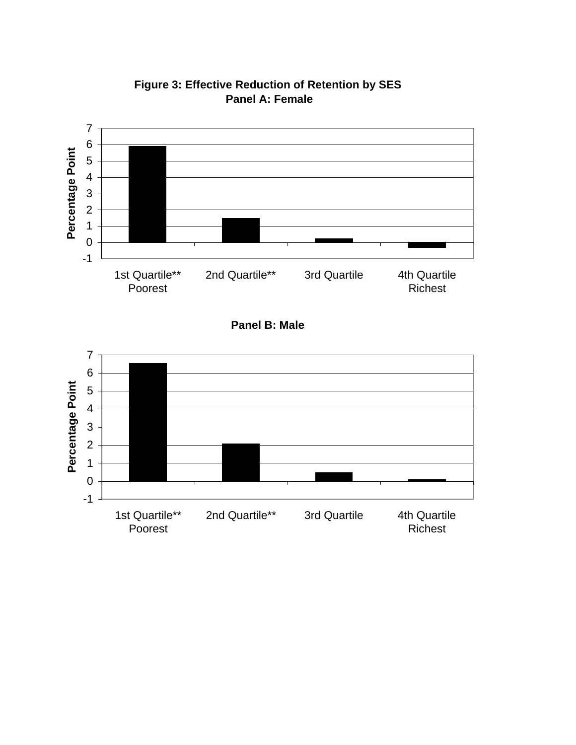**Figure 3: Effective Reduction of Retention by SES**

**Panel A: Female**

Percentage Point

7
6
5
4
3
2
1
0
-1

1st Quartile** Poorest | 2nd Quartile** | 3rd Quartile | 4th Quartile Richest

**Panel B: Male**

Percentage Point

7
6
5
4
3
2
1
0
-1

1st Quartile** Poorest | 2nd Quartile** | 3rd Quartile | 4th Quartile Richest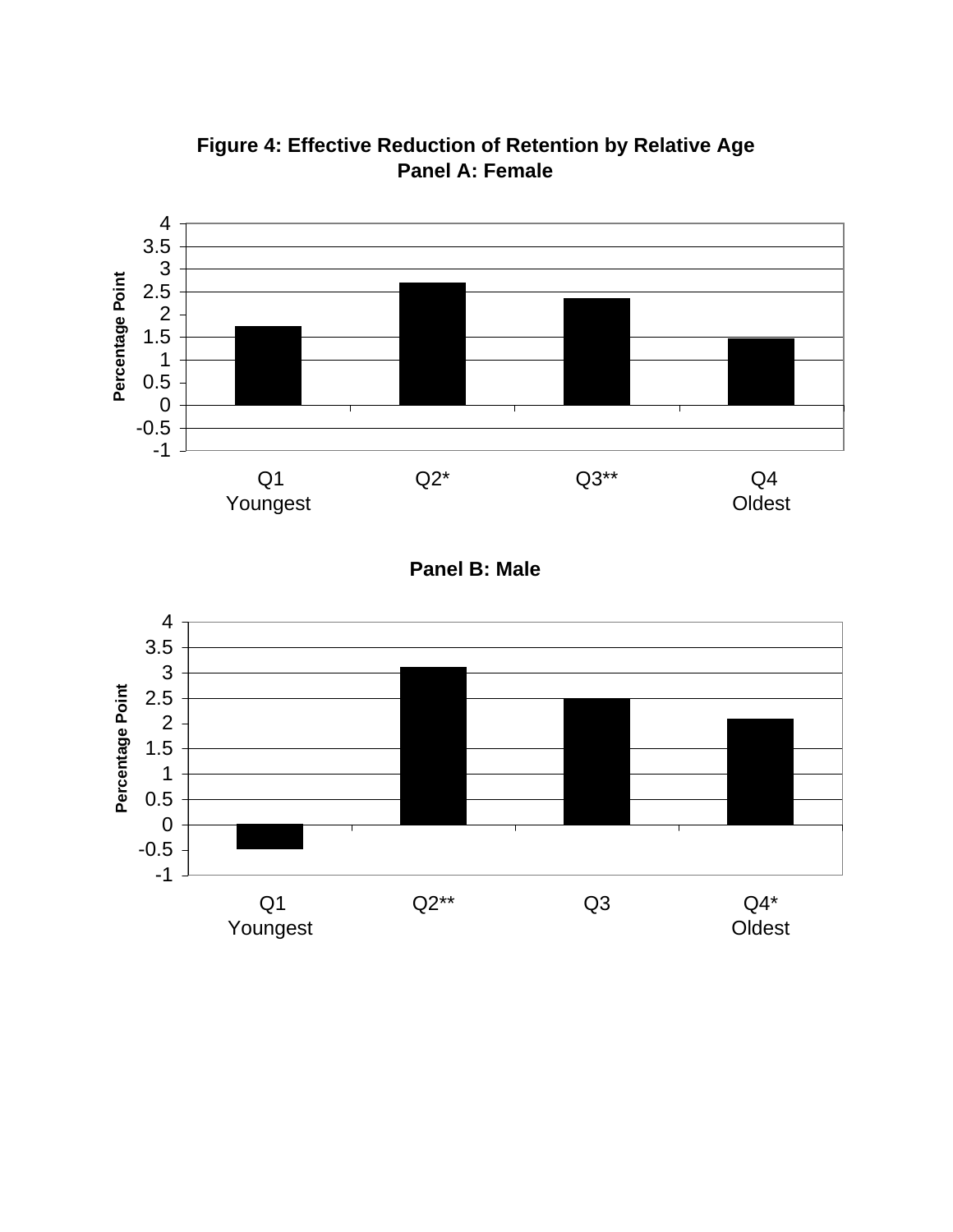**Figure 4: Effective Reduction of Retention by Relative Age**

**Panel A: Female**

**Panel B: Male**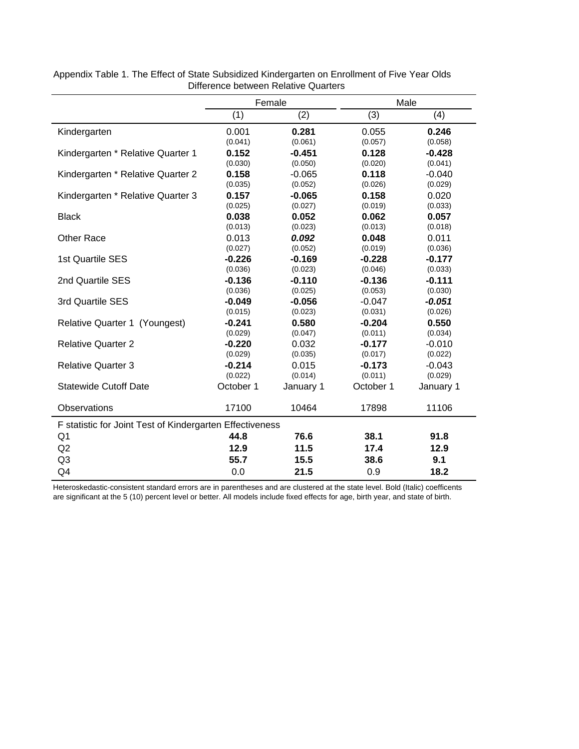Appendix Table 1. The Effect of State Subsidized Kindergarten on Enrollment of Five Year Olds
Difference between Relative Quarters

| | Female | | Male | |
|---|---|---|---|---|
| | (1) | (2) | (3) | (4) |
| Kindergarten | 0.001 | **0.281** | 0.055 | **0.246** |
| | (0.041) | (0.061) | (0.057) | (0.058) |
| Kindergarten * Relative Quarter 1 | **0.152** | **-0.451** | **0.128** | **-0.428** |
| | (0.030) | (0.050) | (0.020) | (0.041) |
| Kindergarten * Relative Quarter 2 | **0.158** | -0.065 | **0.118** | -0.040 |
| | (0.035) | (0.052) | (0.026) | (0.029) |
| Kindergarten * Relative Quarter 3 | **0.157** | **-0.065** | **0.158** | 0.020 |
| | (0.025) | (0.027) | (0.019) | (0.033) |
| Black | **0.038** | **0.052** | **0.062** | **0.057** |
| | (0.013) | (0.023) | (0.013) | (0.018) |
| Other Race | 0.013 | ***0.092*** | **0.048** | 0.011 |
| | (0.027) | (0.052) | (0.019) | (0.036) |
| 1st Quartile SES | **-0.226** | **-0.169** | **-0.228** | **-0.177** |
| | (0.036) | (0.023) | (0.046) | (0.033) |
| 2nd Quartile SES | **-0.136** | **-0.110** | **-0.136** | **-0.111** |
| | (0.036) | (0.025) | (0.053) | (0.030) |
| 3rd Quartile SES | **-0.049** | **-0.056** | -0.047 | ***-0.051*** |
| | (0.015) | (0.023) | (0.031) | (0.026) |
| Relative Quarter 1 (Youngest) | **-0.241** | **0.580** | **-0.204** | **0.550** |
| | (0.029) | (0.047) | (0.011) | (0.034) |
| Relative Quarter 2 | **-0.220** | 0.032 | **-0.177** | -0.010 |
| | (0.029) | (0.035) | (0.017) | (0.022) |
| Relative Quarter 3 | **-0.214** | 0.015 | **-0.173** | -0.043 |
| | (0.022) | (0.014) | (0.011) | (0.029) |
| Statewide Cutoff Date | October 1 | January 1 | October 1 | January 1 |
| Observations | 17100 | 10464 | 17898 | 11106 |
| F statistic for Joint Test of Kindergarten Effectiveness | | | | |
| Q1 | **44.8** | **76.6** | **38.1** | **91.8** |
| Q2 | **12.9** | **11.5** | **17.4** | **12.9** |
| Q3 | **55.7** | **15.5** | **38.6** | **9.1** |
| Q4 | 0.0 | **21.5** | 0.9 | **18.2** |

Heteroskedastic-consistent standard errors are in parentheses and are clustered at the state level. Bold (Italic) coefficents are significant at the 5 (10) percent level or better. All models include fixed effects for age, birth year, and state of birth.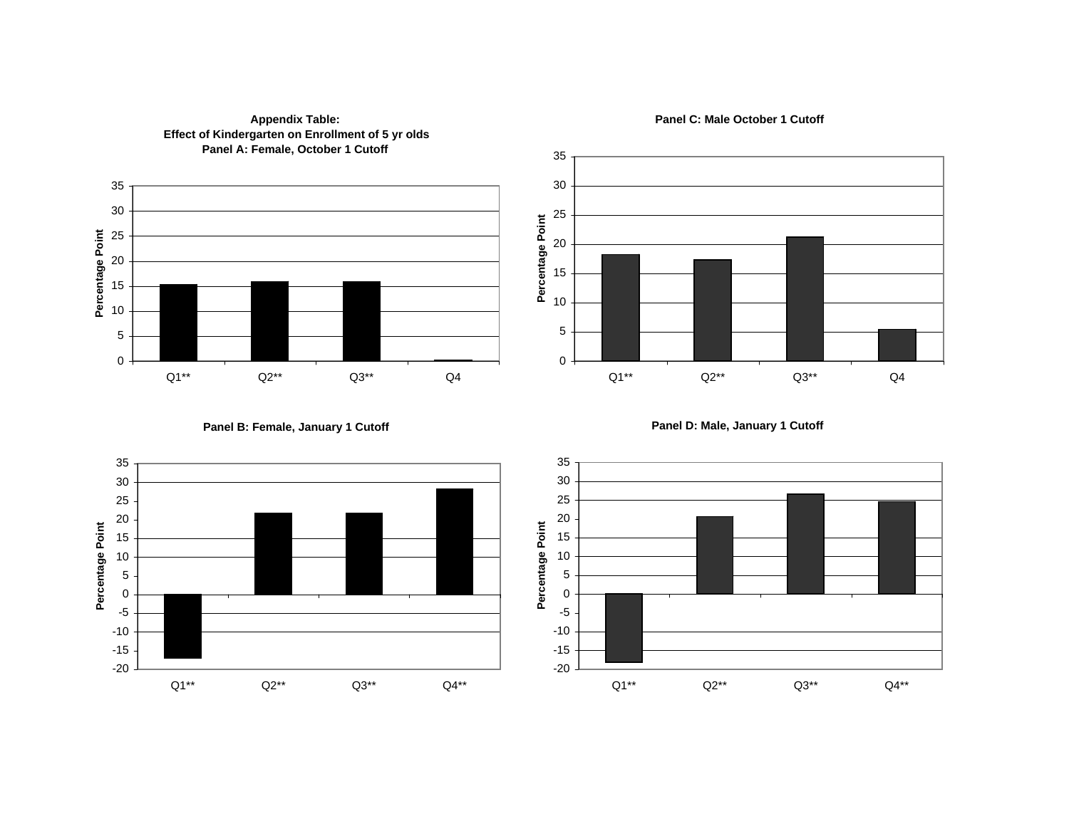**Appendix Table:**
**Effect of Kindergarten on Enrollment of 5 yr olds**
**Panel A: Female, October 1 Cutoff**

Percentage Point

35
30
25
20
15
10
5
0

Q1** Q2** Q3** Q4

**Panel C: Male October 1 Cutoff**

Percentage Point

35
30
25
20
15
10
5
0

Q1** Q2** Q3** Q4

**Panel B: Female, January 1 Cutoff**

Percentage Point

35
30
25
20
15
10
5
0
-5
-10
-15
-20

Q1** Q2** Q3** Q4**

**Panel D: Male, January 1 Cutoff**

Percentage Point

35
30
25
20
15
10
5
0
-5
-10
-15
-20

Q1** Q2** Q3** Q4**